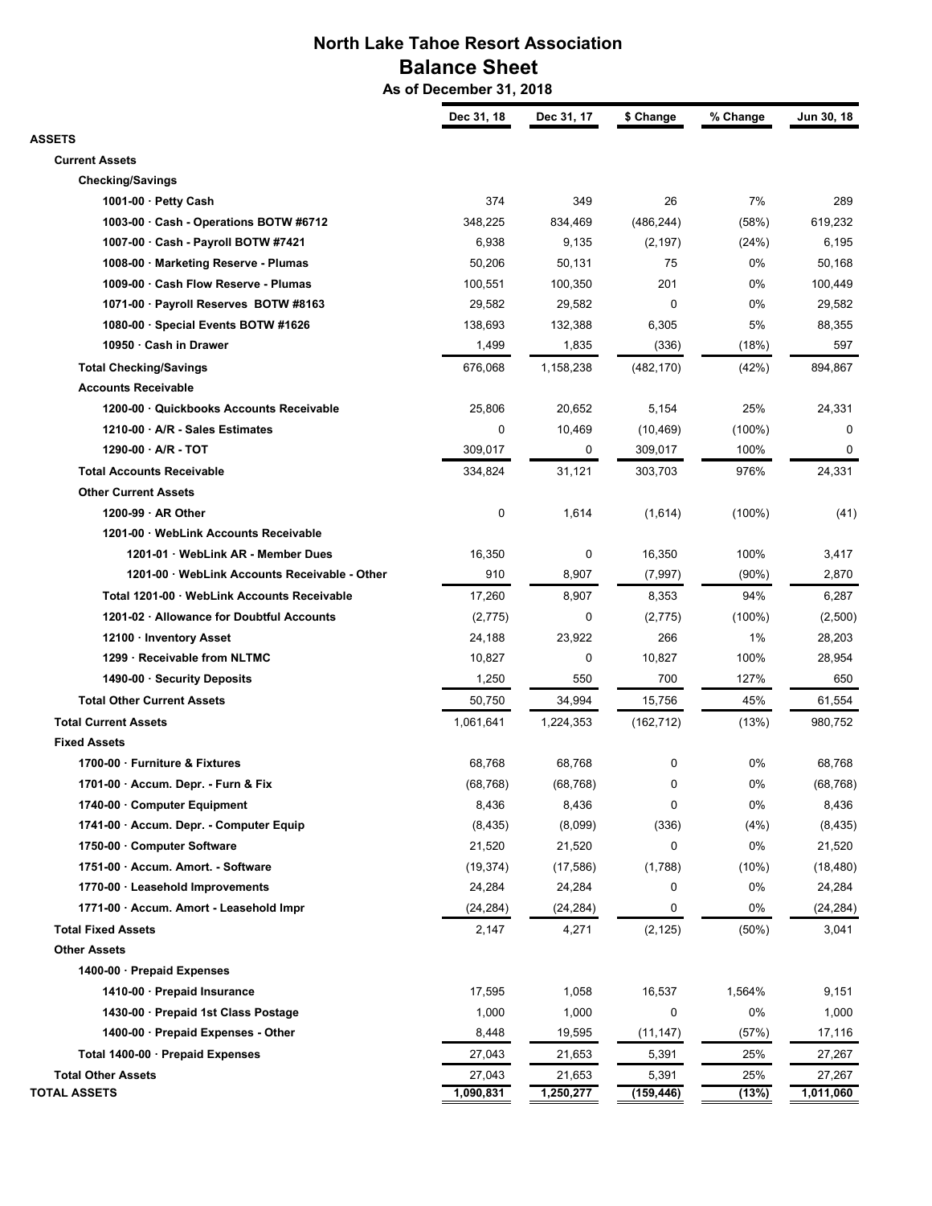# North Lake Tahoe Resort Association
## Balance Sheet
### As of December 31, 2018

| | Dec 31, 18 | Dec 31, 17 | $ Change | % Change | Jun 30, 18 |
|---|---|---|---|---|---|
| **ASSETS** | | | | | |
| **Current Assets** | | | | | |
| **Checking/Savings** | | | | | |
| **1001-00 · Petty Cash** | 374 | 349 | 26 | 7% | 289 |
| **1003-00 · Cash - Operations BOTW #6712** | 348,225 | 834,469 | (486,244) | (58%) | 619,232 |
| **1007-00 · Cash - Payroll BOTW #7421** | 6,938 | 9,135 | (2,197) | (24%) | 6,195 |
| **1008-00 · Marketing Reserve - Plumas** | 50,206 | 50,131 | 75 | 0% | 50,168 |
| **1009-00 · Cash Flow Reserve - Plumas** | 100,551 | 100,350 | 201 | 0% | 100,449 |
| **1071-00 · Payroll Reserves BOTW #8163** | 29,582 | 29,582 | 0 | 0% | 29,582 |
| **1080-00 · Special Events BOTW #1626** | 138,693 | 132,388 | 6,305 | 5% | 88,355 |
| **10950 · Cash in Drawer** | 1,499 | 1,835 | (336) | (18%) | 597 |
| **Total Checking/Savings** | 676,068 | 1,158,238 | (482,170) | (42%) | 894,867 |
| **Accounts Receivable** | | | | | |
| **1200-00 · Quickbooks Accounts Receivable** | 25,806 | 20,652 | 5,154 | 25% | 24,331 |
| **1210-00 · A/R - Sales Estimates** | 0 | 10,469 | (10,469) | (100%) | 0 |
| **1290-00 · A/R - TOT** | 309,017 | 0 | 309,017 | 100% | 0 |
| **Total Accounts Receivable** | 334,824 | 31,121 | 303,703 | 976% | 24,331 |
| **Other Current Assets** | | | | | |
| **1200-99 · AR Other** | 0 | 1,614 | (1,614) | (100%) | (41) |
| **1201-00 · WebLink Accounts Receivable** | | | | | |
| **1201-01 · WebLink AR - Member Dues** | 16,350 | 0 | 16,350 | 100% | 3,417 |
| **1201-00 · WebLink Accounts Receivable - Other** | 910 | 8,907 | (7,997) | (90%) | 2,870 |
| **Total 1201-00 · WebLink Accounts Receivable** | 17,260 | 8,907 | 8,353 | 94% | 6,287 |
| **1201-02 · Allowance for Doubtful Accounts** | (2,775) | 0 | (2,775) | (100%) | (2,500) |
| **12100 · Inventory Asset** | 24,188 | 23,922 | 266 | 1% | 28,203 |
| **1299 · Receivable from NLTMC** | 10,827 | 0 | 10,827 | 100% | 28,954 |
| **1490-00 · Security Deposits** | 1,250 | 550 | 700 | 127% | 650 |
| **Total Other Current Assets** | 50,750 | 34,994 | 15,756 | 45% | 61,554 |
| **Total Current Assets** | 1,061,641 | 1,224,353 | (162,712) | (13%) | 980,752 |
| **Fixed Assets** | | | | | |
| **1700-00 · Furniture & Fixtures** | 68,768 | 68,768 | 0 | 0% | 68,768 |
| **1701-00 · Accum. Depr. - Furn & Fix** | (68,768) | (68,768) | 0 | 0% | (68,768) |
| **1740-00 · Computer Equipment** | 8,436 | 8,436 | 0 | 0% | 8,436 |
| **1741-00 · Accum. Depr. - Computer Equip** | (8,435) | (8,099) | (336) | (4%) | (8,435) |
| **1750-00 · Computer Software** | 21,520 | 21,520 | 0 | 0% | 21,520 |
| **1751-00 · Accum. Amort. - Software** | (19,374) | (17,586) | (1,788) | (10%) | (18,480) |
| **1770-00 · Leasehold Improvements** | 24,284 | 24,284 | 0 | 0% | 24,284 |
| **1771-00 · Accum. Amort - Leasehold Impr** | (24,284) | (24,284) | 0 | 0% | (24,284) |
| **Total Fixed Assets** | 2,147 | 4,271 | (2,125) | (50%) | 3,041 |
| **Other Assets** | | | | | |
| **1400-00 · Prepaid Expenses** | | | | | |
| **1410-00 · Prepaid Insurance** | 17,595 | 1,058 | 16,537 | 1,564% | 9,151 |
| **1430-00 · Prepaid 1st Class Postage** | 1,000 | 1,000 | 0 | 0% | 1,000 |
| **1400-00 · Prepaid Expenses - Other** | 8,448 | 19,595 | (11,147) | (57%) | 17,116 |
| **Total 1400-00 · Prepaid Expenses** | 27,043 | 21,653 | 5,391 | 25% | 27,267 |
| **Total Other Assets** | 27,043 | 21,653 | 5,391 | 25% | 27,267 |
| **TOTAL ASSETS** | 1,090,831 | 1,250,277 | (159,446) | (13%) | 1,011,060 |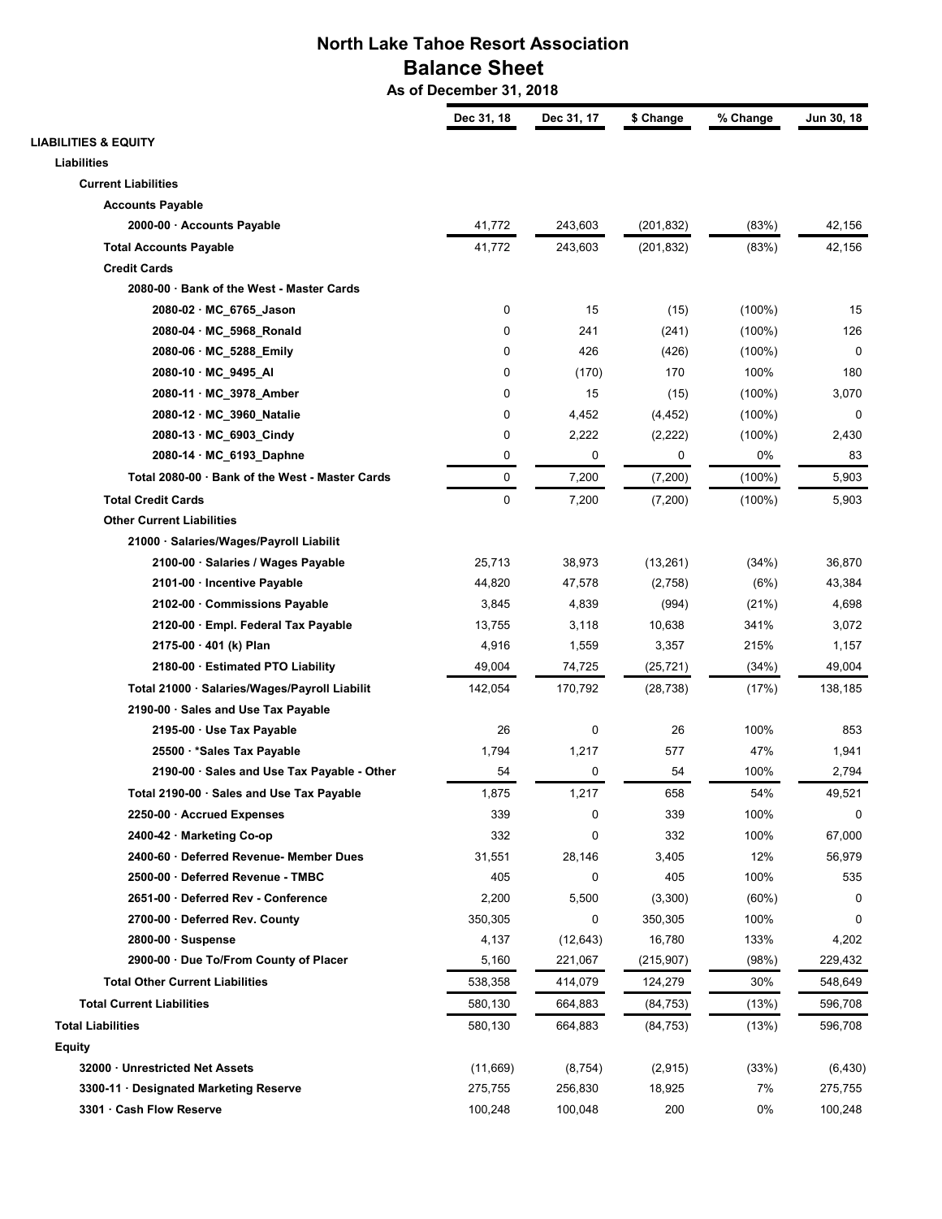# North Lake Tahoe Resort Association
## Balance Sheet
### As of December 31, 2018

| | Dec 31, 18 | Dec 31, 17 | $ Change | % Change | Jun 30, 18 |
|---|---|---|---|---|---|
| **LIABILITIES & EQUITY** | | | | | |
| **Liabilities** | | | | | |
| **Current Liabilities** | | | | | |
| **Accounts Payable** | | | | | |
| **2000-00 · Accounts Payable** | 41,772 | 243,603 | (201,832) | (83%) | 42,156 |
| **Total Accounts Payable** | 41,772 | 243,603 | (201,832) | (83%) | 42,156 |
| **Credit Cards** | | | | | |
| **2080-00 · Bank of the West - Master Cards** | | | | | |
| **2080-02 · MC_6765_Jason** | 0 | 15 | (15) | (100%) | 15 |
| **2080-04 · MC_5968_Ronald** | 0 | 241 | (241) | (100%) | 126 |
| **2080-06 · MC_5288_Emily** | 0 | 426 | (426) | (100%) | 0 |
| **2080-10 · MC_9495_Al** | 0 | (170) | 170 | 100% | 180 |
| **2080-11 · MC_3978_Amber** | 0 | 15 | (15) | (100%) | 3,070 |
| **2080-12 · MC_3960_Natalie** | 0 | 4,452 | (4,452) | (100%) | 0 |
| **2080-13 · MC_6903_Cindy** | 0 | 2,222 | (2,222) | (100%) | 2,430 |
| **2080-14 · MC_6193_Daphne** | 0 | 0 | 0 | 0% | 83 |
| **Total 2080-00 · Bank of the West - Master Cards** | 0 | 7,200 | (7,200) | (100%) | 5,903 |
| **Total Credit Cards** | 0 | 7,200 | (7,200) | (100%) | 5,903 |
| **Other Current Liabilities** | | | | | |
| **21000 · Salaries/Wages/Payroll Liabilit** | | | | | |
| **2100-00 · Salaries / Wages Payable** | 25,713 | 38,973 | (13,261) | (34%) | 36,870 |
| **2101-00 · Incentive Payable** | 44,820 | 47,578 | (2,758) | (6%) | 43,384 |
| **2102-00 · Commissions Payable** | 3,845 | 4,839 | (994) | (21%) | 4,698 |
| **2120-00 · Empl. Federal Tax Payable** | 13,755 | 3,118 | 10,638 | 341% | 3,072 |
| **2175-00 · 401 (k) Plan** | 4,916 | 1,559 | 3,357 | 215% | 1,157 |
| **2180-00 · Estimated PTO Liability** | 49,004 | 74,725 | (25,721) | (34%) | 49,004 |
| **Total 21000 · Salaries/Wages/Payroll Liabilit** | 142,054 | 170,792 | (28,738) | (17%) | 138,185 |
| **2190-00 · Sales and Use Tax Payable** | | | | | |
| **2195-00 · Use Tax Payable** | 26 | 0 | 26 | 100% | 853 |
| **25500 · *Sales Tax Payable** | 1,794 | 1,217 | 577 | 47% | 1,941 |
| **2190-00 · Sales and Use Tax Payable - Other** | 54 | 0 | 54 | 100% | 2,794 |
| **Total 2190-00 · Sales and Use Tax Payable** | 1,875 | 1,217 | 658 | 54% | 49,521 |
| **2250-00 · Accrued Expenses** | 339 | 0 | 339 | 100% | 0 |
| **2400-42 · Marketing Co-op** | 332 | 0 | 332 | 100% | 67,000 |
| **2400-60 · Deferred Revenue- Member Dues** | 31,551 | 28,146 | 3,405 | 12% | 56,979 |
| **2500-00 · Deferred Revenue - TMBC** | 405 | 0 | 405 | 100% | 535 |
| **2651-00 · Deferred Rev - Conference** | 2,200 | 5,500 | (3,300) | (60%) | 0 |
| **2700-00 · Deferred Rev. County** | 350,305 | 0 | 350,305 | 100% | 0 |
| **2800-00 · Suspense** | 4,137 | (12,643) | 16,780 | 133% | 4,202 |
| **2900-00 · Due To/From County of Placer** | 5,160 | 221,067 | (215,907) | (98%) | 229,432 |
| **Total Other Current Liabilities** | 538,358 | 414,079 | 124,279 | 30% | 548,649 |
| **Total Current Liabilities** | 580,130 | 664,883 | (84,753) | (13%) | 596,708 |
| **Total Liabilities** | 580,130 | 664,883 | (84,753) | (13%) | 596,708 |
| **Equity** | | | | | |
| **32000 · Unrestricted Net Assets** | (11,669) | (8,754) | (2,915) | (33%) | (6,430) |
| **3300-11 · Designated Marketing Reserve** | 275,755 | 256,830 | 18,925 | 7% | 275,755 |
| **3301 · Cash Flow Reserve** | 100,248 | 100,048 | 200 | 0% | 100,248 |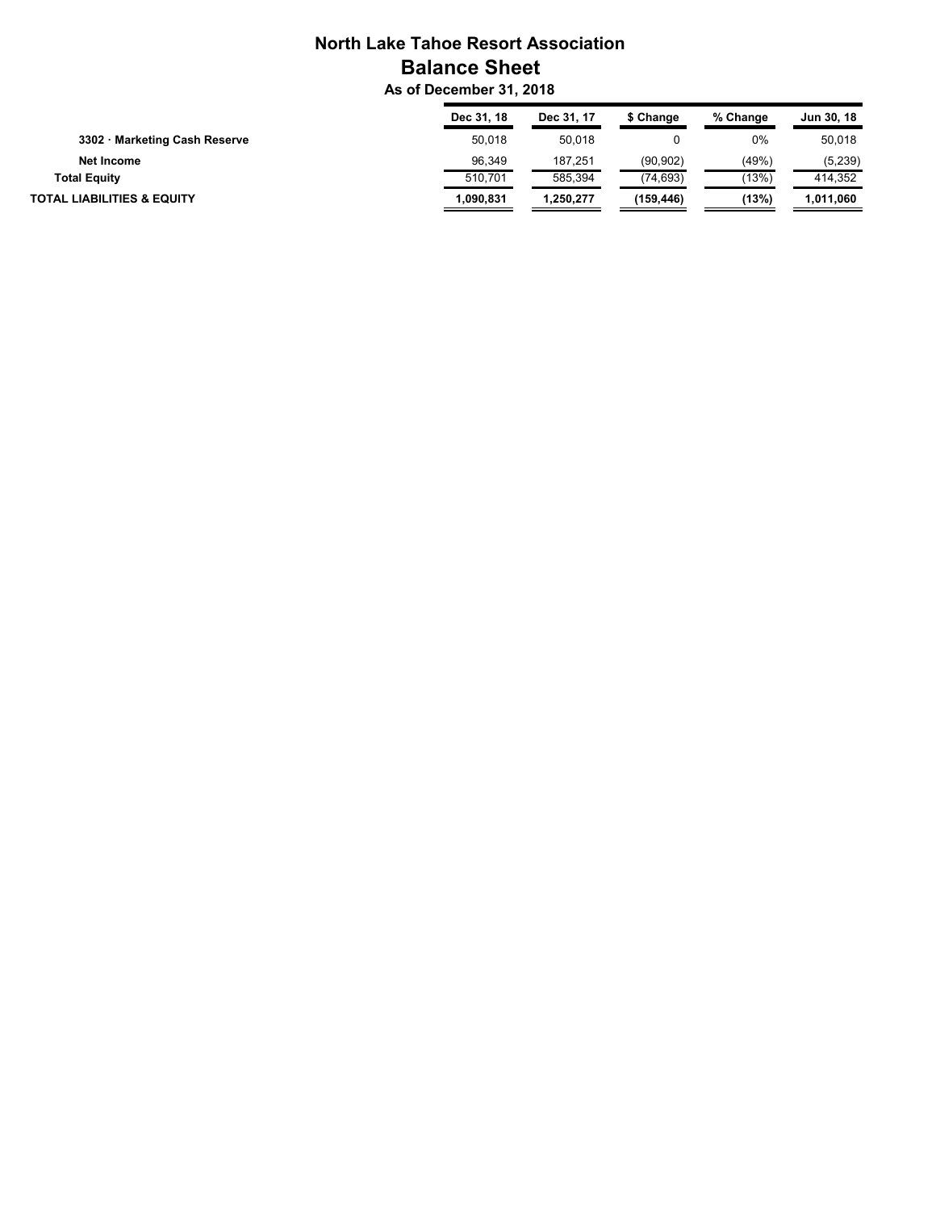# North Lake Tahoe Resort Association
## Balance Sheet
### As of December 31, 2018

| | Dec 31, 18 | Dec 31, 17 | $ Change | % Change | Jun 30, 18 |
|---|---|---|---|---|---|
| 3302 · Marketing Cash Reserve | 50,018 | 50,018 | 0 | 0% | 50,018 |
| Net Income | 96,349 | 187,251 | (90,902) | (49%) | (5,239) |
| **Total Equity** | 510,701 | 585,394 | (74,693) | (13%) | 414,352 |
| **TOTAL LIABILITIES & EQUITY** | **1,090,831** | **1,250,277** | **(159,446)** | **(13%)** | **1,011,060** |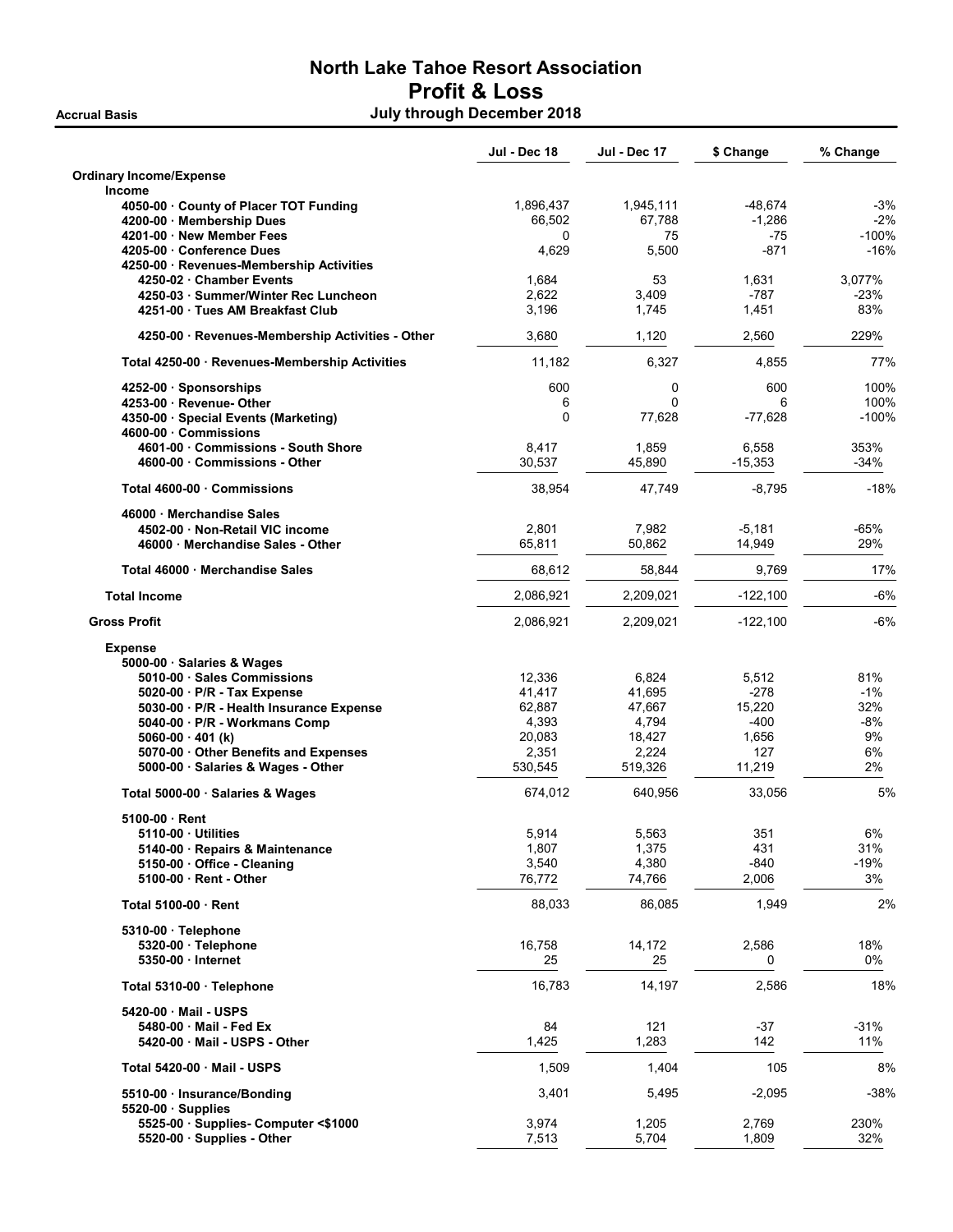# North Lake Tahoe Resort Association

## Profit & Loss

**Accrual Basis** — July through December 2018

| | Jul - Dec 18 | Jul - Dec 17 | $ Change | % Change |
|---|---|---|---|---|
| **Ordinary Income/Expense** | | | | |
| **Income** | | | | |
| 4050-00 · County of Placer TOT Funding | 1,896,437 | 1,945,111 | -48,674 | -3% |
| 4200-00 · Membership Dues | 66,502 | 67,788 | -1,286 | -2% |
| 4201-00 · New Member Fees | 0 | 75 | -75 | -100% |
| 4205-00 · Conference Dues | 4,629 | 5,500 | -871 | -16% |
| 4250-00 · Revenues-Membership Activities | | | | |
| 4250-02 · Chamber Events | 1,684 | 53 | 1,631 | 3,077% |
| 4250-03 · Summer/Winter Rec Luncheon | 2,622 | 3,409 | -787 | -23% |
| 4251-00 · Tues AM Breakfast Club | 3,196 | 1,745 | 1,451 | 83% |
| 4250-00 · Revenues-Membership Activities - Other | 3,680 | 1,120 | 2,560 | 229% |
| Total 4250-00 · Revenues-Membership Activities | 11,182 | 6,327 | 4,855 | 77% |
| 4252-00 · Sponsorships | 600 | 0 | 600 | 100% |
| 4253-00 · Revenue- Other | 6 | 0 | 6 | 100% |
| 4350-00 · Special Events (Marketing) | 0 | 77,628 | -77,628 | -100% |
| 4600-00 · Commissions | | | | |
| 4601-00 · Commissions - South Shore | 8,417 | 1,859 | 6,558 | 353% |
| 4600-00 · Commissions - Other | 30,537 | 45,890 | -15,353 | -34% |
| Total 4600-00 · Commissions | 38,954 | 47,749 | -8,795 | -18% |
| 46000 · Merchandise Sales | | | | |
| 4502-00 · Non-Retail VIC income | 2,801 | 7,982 | -5,181 | -65% |
| 46000 · Merchandise Sales - Other | 65,811 | 50,862 | 14,949 | 29% |
| Total 46000 · Merchandise Sales | 68,612 | 58,844 | 9,769 | 17% |
| **Total Income** | 2,086,921 | 2,209,021 | -122,100 | -6% |
| **Gross Profit** | 2,086,921 | 2,209,021 | -122,100 | -6% |
| **Expense** | | | | |
| 5000-00 · Salaries & Wages | | | | |
| 5010-00 · Sales Commissions | 12,336 | 6,824 | 5,512 | 81% |
| 5020-00 · P/R - Tax Expense | 41,417 | 41,695 | -278 | -1% |
| 5030-00 · P/R - Health Insurance Expense | 62,887 | 47,667 | 15,220 | 32% |
| 5040-00 · P/R - Workmans Comp | 4,393 | 4,794 | -400 | -8% |
| 5060-00 · 401 (k) | 20,083 | 18,427 | 1,656 | 9% |
| 5070-00 · Other Benefits and Expenses | 2,351 | 2,224 | 127 | 6% |
| 5000-00 · Salaries & Wages - Other | 530,545 | 519,326 | 11,219 | 2% |
| Total 5000-00 · Salaries & Wages | 674,012 | 640,956 | 33,056 | 5% |
| 5100-00 · Rent | | | | |
| 5110-00 · Utilities | 5,914 | 5,563 | 351 | 6% |
| 5140-00 · Repairs & Maintenance | 1,807 | 1,375 | 431 | 31% |
| 5150-00 · Office - Cleaning | 3,540 | 4,380 | -840 | -19% |
| 5100-00 · Rent - Other | 76,772 | 74,766 | 2,006 | 3% |
| Total 5100-00 · Rent | 88,033 | 86,085 | 1,949 | 2% |
| 5310-00 · Telephone | | | | |
| 5320-00 · Telephone | 16,758 | 14,172 | 2,586 | 18% |
| 5350-00 · Internet | 25 | 25 | 0 | 0% |
| Total 5310-00 · Telephone | 16,783 | 14,197 | 2,586 | 18% |
| 5420-00 · Mail - USPS | | | | |
| 5480-00 · Mail - Fed Ex | 84 | 121 | -37 | -31% |
| 5420-00 · Mail - USPS - Other | 1,425 | 1,283 | 142 | 11% |
| Total 5420-00 · Mail - USPS | 1,509 | 1,404 | 105 | 8% |
| 5510-00 · Insurance/Bonding | 3,401 | 5,495 | -2,095 | -38% |
| 5520-00 · Supplies | | | | |
| 5525-00 · Supplies- Computer <$1000 | 3,974 | 1,205 | 2,769 | 230% |
| 5520-00 · Supplies - Other | 7,513 | 5,704 | 1,809 | 32% |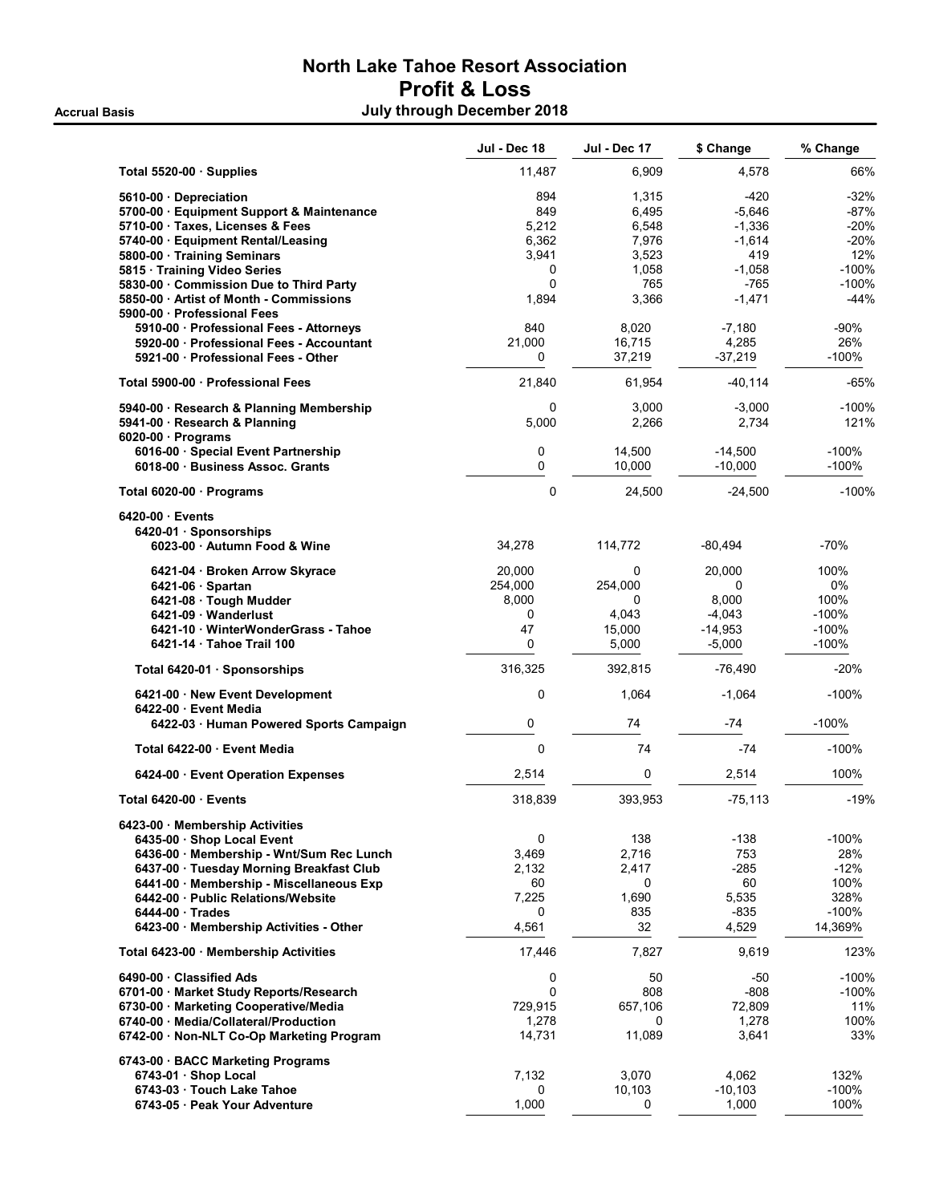# North Lake Tahoe Resort Association
## Profit & Loss
### July through December 2018

Accrual Basis

| | Jul - Dec 18 | Jul - Dec 17 | $ Change | % Change |
|---|---|---|---|---|
| **Total 5520-00 · Supplies** | 11,487 | 6,909 | 4,578 | 66% |
| **5610-00 · Depreciation** | 894 | 1,315 | -420 | -32% |
| **5700-00 · Equipment Support & Maintenance** | 849 | 6,495 | -5,646 | -87% |
| **5710-00 · Taxes, Licenses & Fees** | 5,212 | 6,548 | -1,336 | -20% |
| **5740-00 · Equipment Rental/Leasing** | 6,362 | 7,976 | -1,614 | -20% |
| **5800-00 · Training Seminars** | 3,941 | 3,523 | 419 | 12% |
| **5815 · Training Video Series** | 0 | 1,058 | -1,058 | -100% |
| **5830-00 · Commission Due to Third Party** | 0 | 765 | -765 | -100% |
| **5850-00 · Artist of Month - Commissions** | 1,894 | 3,366 | -1,471 | -44% |
| **5900-00 · Professional Fees** | | | | |
| **5910-00 · Professional Fees - Attorneys** | 840 | 8,020 | -7,180 | -90% |
| **5920-00 · Professional Fees - Accountant** | 21,000 | 16,715 | 4,285 | 26% |
| **5921-00 · Professional Fees - Other** | 0 | 37,219 | -37,219 | -100% |
| **Total 5900-00 · Professional Fees** | 21,840 | 61,954 | -40,114 | -65% |
| **5940-00 · Research & Planning Membership** | 0 | 3,000 | -3,000 | -100% |
| **5941-00 · Research & Planning** | 5,000 | 2,266 | 2,734 | 121% |
| **6020-00 · Programs** | | | | |
| **6016-00 · Special Event Partnership** | 0 | 14,500 | -14,500 | -100% |
| **6018-00 · Business Assoc. Grants** | 0 | 10,000 | -10,000 | -100% |
| **Total 6020-00 · Programs** | 0 | 24,500 | -24,500 | -100% |
| **6420-00 · Events** | | | | |
| **6420-01 · Sponsorships** | | | | |
| **6023-00 · Autumn Food & Wine** | 34,278 | 114,772 | -80,494 | -70% |
| **6421-04 · Broken Arrow Skyrace** | 20,000 | 0 | 20,000 | 100% |
| **6421-06 · Spartan** | 254,000 | 254,000 | 0 | 0% |
| **6421-08 · Tough Mudder** | 8,000 | 0 | 8,000 | 100% |
| **6421-09 · Wanderlust** | 0 | 4,043 | -4,043 | -100% |
| **6421-10 · WinterWonderGrass - Tahoe** | 47 | 15,000 | -14,953 | -100% |
| **6421-14 · Tahoe Trail 100** | 0 | 5,000 | -5,000 | -100% |
| **Total 6420-01 · Sponsorships** | 316,325 | 392,815 | -76,490 | -20% |
| **6421-00 · New Event Development** | 0 | 1,064 | -1,064 | -100% |
| **6422-00 · Event Media** | | | | |
| **6422-03 · Human Powered Sports Campaign** | 0 | 74 | -74 | -100% |
| **Total 6422-00 · Event Media** | 0 | 74 | -74 | -100% |
| **6424-00 · Event Operation Expenses** | 2,514 | 0 | 2,514 | 100% |
| **Total 6420-00 · Events** | 318,839 | 393,953 | -75,113 | -19% |
| **6423-00 · Membership Activities** | | | | |
| **6435-00 · Shop Local Event** | 0 | 138 | -138 | -100% |
| **6436-00 · Membership - Wnt/Sum Rec Lunch** | 3,469 | 2,716 | 753 | 28% |
| **6437-00 · Tuesday Morning Breakfast Club** | 2,132 | 2,417 | -285 | -12% |
| **6441-00 · Membership - Miscellaneous Exp** | 60 | 0 | 60 | 100% |
| **6442-00 · Public Relations/Website** | 7,225 | 1,690 | 5,535 | 328% |
| **6444-00 · Trades** | 0 | 835 | -835 | -100% |
| **6423-00 · Membership Activities - Other** | 4,561 | 32 | 4,529 | 14,369% |
| **Total 6423-00 · Membership Activities** | 17,446 | 7,827 | 9,619 | 123% |
| **6490-00 · Classified Ads** | 0 | 50 | -50 | -100% |
| **6701-00 · Market Study Reports/Research** | 0 | 808 | -808 | -100% |
| **6730-00 · Marketing Cooperative/Media** | 729,915 | 657,106 | 72,809 | 11% |
| **6740-00 · Media/Collateral/Production** | 1,278 | 0 | 1,278 | 100% |
| **6742-00 · Non-NLT Co-Op Marketing Program** | 14,731 | 11,089 | 3,641 | 33% |
| **6743-00 · BACC Marketing Programs** | | | | |
| **6743-01 · Shop Local** | 7,132 | 3,070 | 4,062 | 132% |
| **6743-03 · Touch Lake Tahoe** | 0 | 10,103 | -10,103 | -100% |
| **6743-05 · Peak Your Adventure** | 1,000 | 0 | 1,000 | 100% |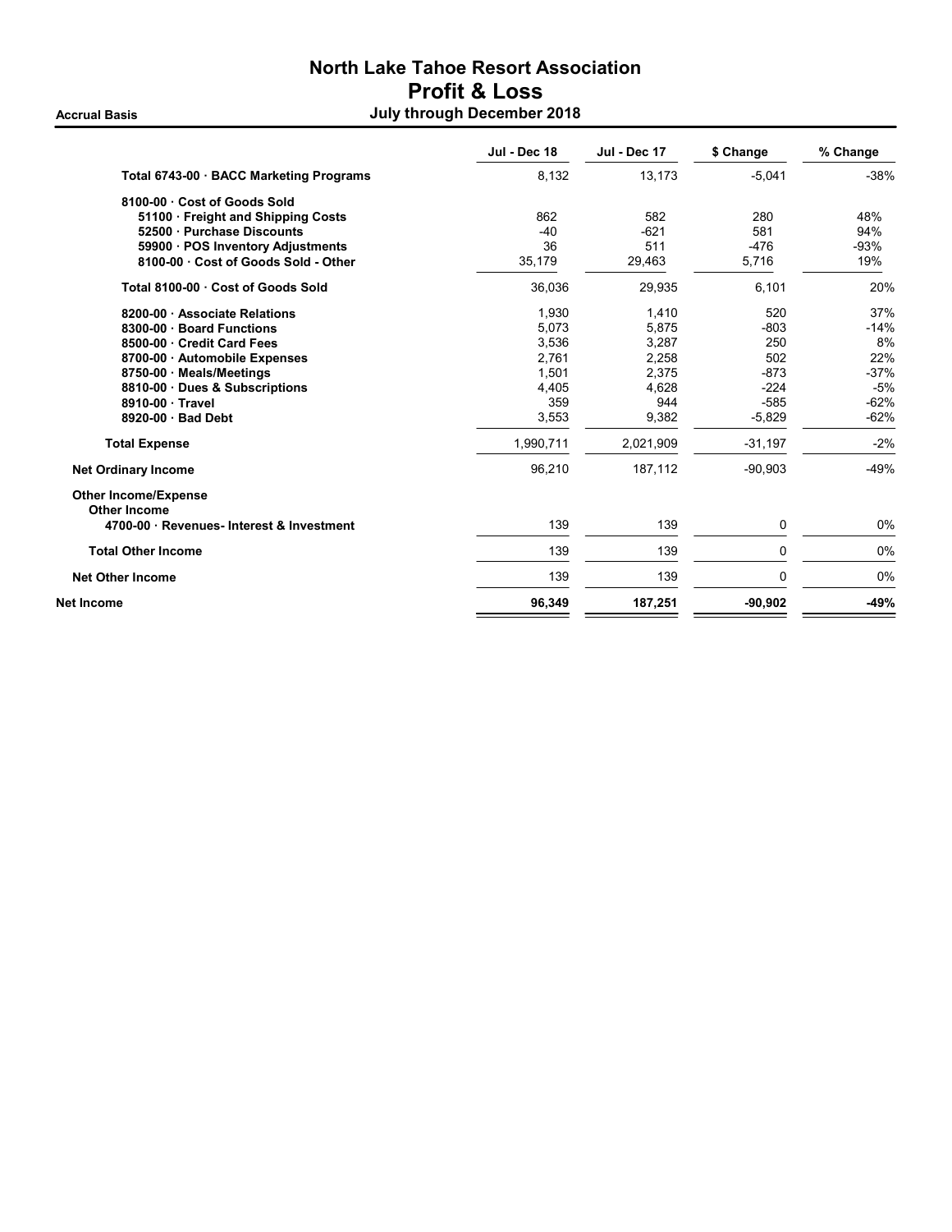# North Lake Tahoe Resort Association

## Profit & Loss

**Accrual Basis** — **July through December 2018**

| | Jul - Dec 18 | Jul - Dec 17 | $ Change | % Change |
|---|---|---|---|---|
| **Total 6743-00 · BACC Marketing Programs** | 8,132 | 13,173 | -5,041 | -38% |
| **8100-00 · Cost of Goods Sold** | | | | |
| **51100 · Freight and Shipping Costs** | 862 | 582 | 280 | 48% |
| **52500 · Purchase Discounts** | -40 | -621 | 581 | 94% |
| **59900 · POS Inventory Adjustments** | 36 | 511 | -476 | -93% |
| **8100-00 · Cost of Goods Sold - Other** | 35,179 | 29,463 | 5,716 | 19% |
| **Total 8100-00 · Cost of Goods Sold** | 36,036 | 29,935 | 6,101 | 20% |
| **8200-00 · Associate Relations** | 1,930 | 1,410 | 520 | 37% |
| **8300-00 · Board Functions** | 5,073 | 5,875 | -803 | -14% |
| **8500-00 · Credit Card Fees** | 3,536 | 3,287 | 250 | 8% |
| **8700-00 · Automobile Expenses** | 2,761 | 2,258 | 502 | 22% |
| **8750-00 · Meals/Meetings** | 1,501 | 2,375 | -873 | -37% |
| **8810-00 · Dues & Subscriptions** | 4,405 | 4,628 | -224 | -5% |
| **8910-00 · Travel** | 359 | 944 | -585 | -62% |
| **8920-00 · Bad Debt** | 3,553 | 9,382 | -5,829 | -62% |
| **Total Expense** | 1,990,711 | 2,021,909 | -31,197 | -2% |
| **Net Ordinary Income** | 96,210 | 187,112 | -90,903 | -49% |
| **Other Income/Expense** | | | | |
| **Other Income** | | | | |
| **4700-00 · Revenues- Interest & Investment** | 139 | 139 | 0 | 0% |
| **Total Other Income** | 139 | 139 | 0 | 0% |
| **Net Other Income** | 139 | 139 | 0 | 0% |
| **Net Income** | **96,349** | **187,251** | **-90,902** | **-49%** |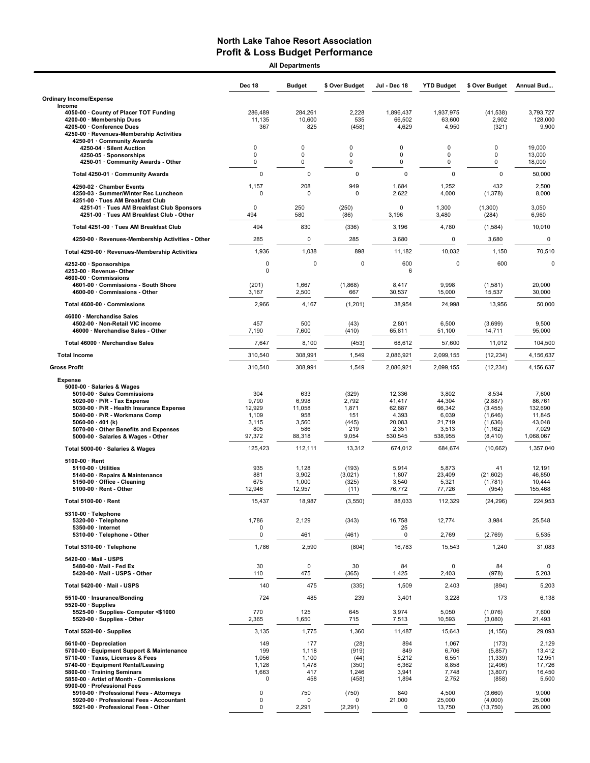# North Lake Tahoe Resort Association
## Profit & Loss Budget Performance

**All Departments**

| | Dec 18 | Budget | $ Over Budget | Jul - Dec 18 | YTD Budget | $ Over Budget | Annual Bud... |
|---|---|---|---|---|---|---|---|
| **Ordinary Income/Expense** | | | | | | | |
| **Income** | | | | | | | |
| 4050-00 · County of Placer TOT Funding | 286,489 | 284,261 | 2,228 | 1,896,437 | 1,937,975 | (41,538) | 3,793,727 |
| 4200-00 · Membership Dues | 11,135 | 10,600 | 535 | 66,502 | 63,600 | 2,902 | 128,000 |
| 4205-00 · Conference Dues | 367 | 825 | (458) | 4,629 | 4,950 | (321) | 9,900 |
| 4250-00 · Revenues-Membership Activities | | | | | | | |
| 4250-01 · Community Awards | | | | | | | |
| 4250-04 · Silent Auction | 0 | 0 | 0 | 0 | 0 | 0 | 19,000 |
| 4250-05 · Sponsorships | 0 | 0 | 0 | 0 | 0 | 0 | 13,000 |
| 4250-01 · Community Awards - Other | 0 | 0 | 0 | 0 | 0 | 0 | 18,000 |
| Total 4250-01 · Community Awards | 0 | 0 | 0 | 0 | 0 | 0 | 50,000 |
| 4250-02 · Chamber Events | 1,157 | 208 | 949 | 1,684 | 1,252 | 432 | 2,500 |
| 4250-03 · Summer/Winter Rec Luncheon | 0 | 0 | 0 | 2,622 | 4,000 | (1,378) | 8,000 |
| 4251-00 · Tues AM Breakfast Club | | | | | | | |
| 4251-01 · Tues AM Breakfast Club Sponsors | 0 | 250 | (250) | 0 | 1,300 | (1,300) | 3,050 |
| 4251-00 · Tues AM Breakfast Club - Other | 494 | 580 | (86) | 3,196 | 3,480 | (284) | 6,960 |
| Total 4251-00 · Tues AM Breakfast Club | 494 | 830 | (336) | 3,196 | 4,780 | (1,584) | 10,010 |
| 4250-00 · Revenues-Membership Activities - Other | 285 | 0 | 285 | 3,680 | 0 | 3,680 | 0 |
| Total 4250-00 · Revenues-Membership Activities | 1,936 | 1,038 | 898 | 11,182 | 10,032 | 1,150 | 70,510 |
| 4252-00 · Sponsorships | 0 | 0 | 0 | 600 | 0 | 600 | 0 |
| 4253-00 · Revenue- Other | 0 | | | 6 | | | |
| 4600-00 · Commissions | | | | | | | |
| 4601-00 · Commissions - South Shore | (201) | 1,667 | (1,868) | 8,417 | 9,998 | (1,581) | 20,000 |
| 4600-00 · Commissions - Other | 3,167 | 2,500 | 667 | 30,537 | 15,000 | 15,537 | 30,000 |
| Total 4600-00 · Commissions | 2,966 | 4,167 | (1,201) | 38,954 | 24,998 | 13,956 | 50,000 |
| 46000 · Merchandise Sales | | | | | | | |
| 4502-00 · Non-Retail VIC income | 457 | 500 | (43) | 2,801 | 6,500 | (3,699) | 9,500 |
| 46000 · Merchandise Sales - Other | 7,190 | 7,600 | (410) | 65,811 | 51,100 | 14,711 | 95,000 |
| Total 46000 · Merchandise Sales | 7,647 | 8,100 | (453) | 68,612 | 57,600 | 11,012 | 104,500 |
| **Total Income** | 310,540 | 308,991 | 1,549 | 2,086,921 | 2,099,155 | (12,234) | 4,156,637 |
| **Gross Profit** | 310,540 | 308,991 | 1,549 | 2,086,921 | 2,099,155 | (12,234) | 4,156,637 |
| **Expense** | | | | | | | |
| 5000-00 · Salaries & Wages | | | | | | | |
| 5010-00 · Sales Commissions | 304 | 633 | (329) | 12,336 | 3,802 | 8,534 | 7,600 |
| 5020-00 · P/R - Tax Expense | 9,790 | 6,998 | 2,792 | 41,417 | 44,304 | (2,887) | 86,761 |
| 5030-00 · P/R - Health Insurance Expense | 12,929 | 11,058 | 1,871 | 62,887 | 66,342 | (3,455) | 132,690 |
| 5040-00 · P/R - Workmans Comp | 1,109 | 958 | 151 | 4,393 | 6,039 | (1,646) | 11,845 |
| 5060-00 · 401 (k) | 3,115 | 3,560 | (445) | 20,083 | 21,719 | (1,636) | 43,048 |
| 5070-00 · Other Benefits and Expenses | 805 | 586 | 219 | 2,351 | 3,513 | (1,162) | 7,029 |
| 5000-00 · Salaries & Wages - Other | 97,372 | 88,318 | 9,054 | 530,545 | 538,955 | (8,410) | 1,068,067 |
| Total 5000-00 · Salaries & Wages | 125,423 | 112,111 | 13,312 | 674,012 | 684,674 | (10,662) | 1,357,040 |
| 5100-00 · Rent | | | | | | | |
| 5110-00 · Utilities | 935 | 1,128 | (193) | 5,914 | 5,873 | 41 | 12,191 |
| 5140-00 · Repairs & Maintenance | 881 | 3,902 | (3,021) | 1,807 | 23,409 | (21,602) | 46,850 |
| 5150-00 · Office - Cleaning | 675 | 1,000 | (325) | 3,540 | 5,321 | (1,781) | 10,444 |
| 5100-00 · Rent - Other | 12,946 | 12,957 | (11) | 76,772 | 77,726 | (954) | 155,468 |
| Total 5100-00 · Rent | 15,437 | 18,987 | (3,550) | 88,033 | 112,329 | (24,296) | 224,953 |
| 5310-00 · Telephone | | | | | | | |
| 5320-00 · Telephone | 1,786 | 2,129 | (343) | 16,758 | 12,774 | 3,984 | 25,548 |
| 5350-00 · Internet | 0 | | | 25 | | | |
| 5310-00 · Telephone - Other | 0 | 461 | (461) | 0 | 2,769 | (2,769) | 5,535 |
| Total 5310-00 · Telephone | 1,786 | 2,590 | (804) | 16,783 | 15,543 | 1,240 | 31,083 |
| 5420-00 · Mail - USPS | | | | | | | |
| 5480-00 · Mail - Fed Ex | 30 | 0 | 30 | 84 | 0 | 84 | 0 |
| 5420-00 · Mail - USPS - Other | 110 | 475 | (365) | 1,425 | 2,403 | (978) | 5,203 |
| Total 5420-00 · Mail - USPS | 140 | 475 | (335) | 1,509 | 2,403 | (894) | 5,203 |
| 5510-00 · Insurance/Bonding | 724 | 485 | 239 | 3,401 | 3,228 | 173 | 6,138 |
| 5520-00 · Supplies | | | | | | | |
| 5525-00 · Supplies- Computer <$1000 | 770 | 125 | 645 | 3,974 | 5,050 | (1,076) | 7,600 |
| 5520-00 · Supplies - Other | 2,365 | 1,650 | 715 | 7,513 | 10,593 | (3,080) | 21,493 |
| Total 5520-00 · Supplies | 3,135 | 1,775 | 1,360 | 11,487 | 15,643 | (4,156) | 29,093 |
| 5610-00 · Depreciation | 149 | 177 | (28) | 894 | 1,067 | (173) | 2,129 |
| 5700-00 · Equipment Support & Maintenance | 199 | 1,118 | (919) | 849 | 6,706 | (5,857) | 13,412 |
| 5710-00 · Taxes, Licenses & Fees | 1,056 | 1,100 | (44) | 5,212 | 6,551 | (1,339) | 12,951 |
| 5740-00 · Equipment Rental/Leasing | 1,128 | 1,478 | (350) | 6,362 | 8,858 | (2,496) | 17,726 |
| 5800-00 · Training Seminars | 1,663 | 417 | 1,246 | 3,941 | 7,748 | (3,807) | 16,450 |
| 5850-00 · Artist of Month - Commissions | 0 | 458 | (458) | 1,894 | 2,752 | (858) | 5,500 |
| 5900-00 · Professional Fees | | | | | | | |
| 5910-00 · Professional Fees - Attorneys | 0 | 750 | (750) | 840 | 4,500 | (3,660) | 9,000 |
| 5920-00 · Professional Fees - Accountant | 0 | 0 | 0 | 21,000 | 25,000 | (4,000) | 25,000 |
| 5921-00 · Professional Fees - Other | 0 | 2,291 | (2,291) | 0 | 13,750 | (13,750) | 26,000 |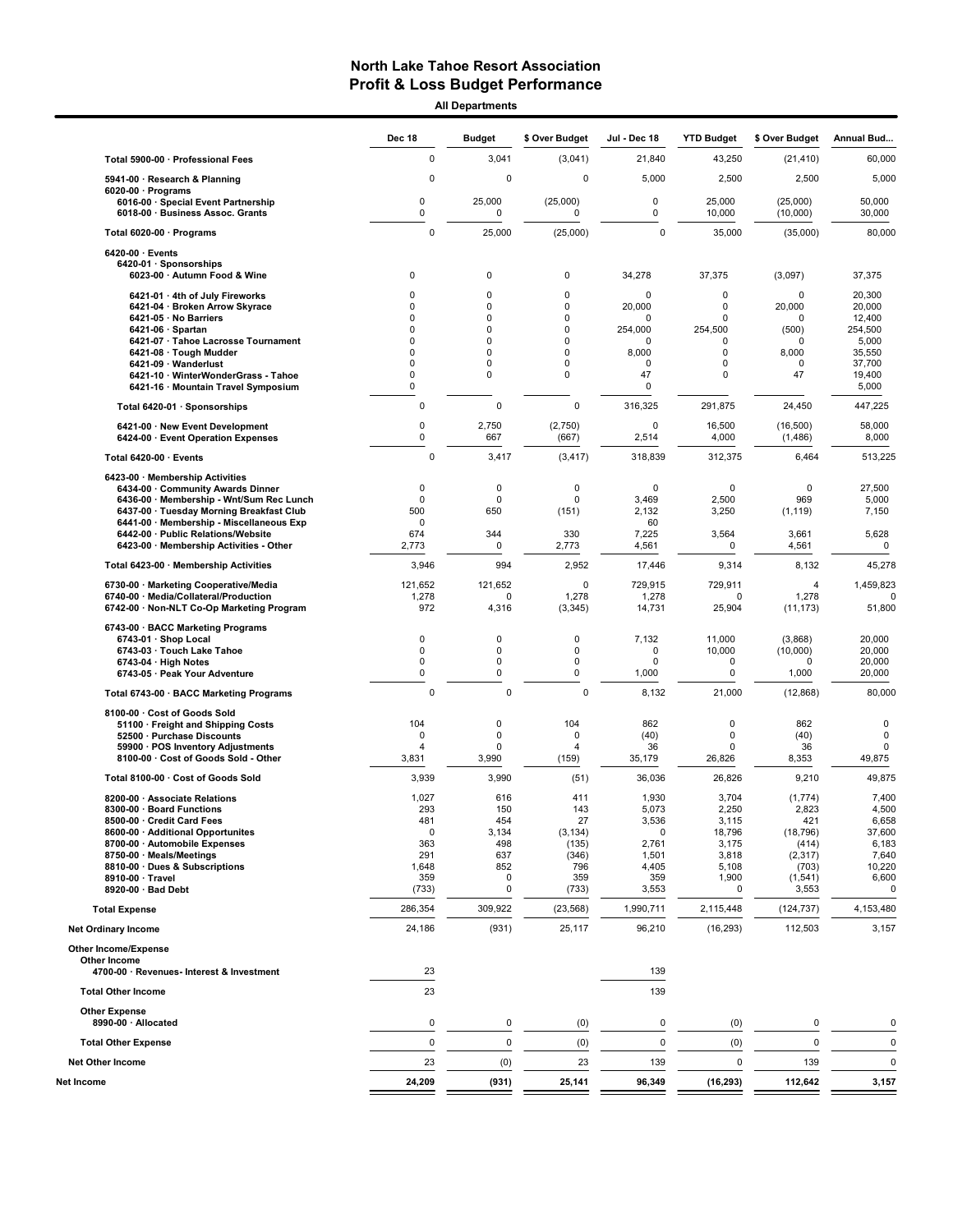# North Lake Tahoe Resort Association
## Profit & Loss Budget Performance

**All Departments**

| | Dec 18 | Budget | $ Over Budget | Jul - Dec 18 | YTD Budget | $ Over Budget | Annual Bud... |
|---|---|---|---|---|---|---|---|
| **Total 5900-00 · Professional Fees** | 0 | 3,041 | (3,041) | 21,840 | 43,250 | (21,410) | 60,000 |
| 5941-00 · Research & Planning | 0 | 0 | 0 | 5,000 | 2,500 | 2,500 | 5,000 |
| 6020-00 · Programs | | | | | | | |
| 6016-00 · Special Event Partnership | 0 | 25,000 | (25,000) | 0 | 25,000 | (25,000) | 50,000 |
| 6018-00 · Business Assoc. Grants | 0 | 0 | 0 | 0 | 10,000 | (10,000) | 30,000 |
| **Total 6020-00 · Programs** | 0 | 25,000 | (25,000) | 0 | 35,000 | (35,000) | 80,000 |
| 6420-00 · Events | | | | | | | |
| 6420-01 · Sponsorships | | | | | | | |
| 6023-00 · Autumn Food & Wine | 0 | 0 | 0 | 34,278 | 37,375 | (3,097) | 37,375 |
| 6421-01 · 4th of July Fireworks | 0 | 0 | 0 | 0 | 0 | 0 | 20,300 |
| 6421-04 · Broken Arrow Skyrace | 0 | 0 | 0 | 20,000 | 0 | 20,000 | 20,000 |
| 6421-05 · No Barriers | 0 | 0 | 0 | 0 | 0 | 0 | 12,400 |
| 6421-06 · Spartan | 0 | 0 | 0 | 254,000 | 254,500 | (500) | 254,500 |
| 6421-07 · Tahoe Lacrosse Tournament | 0 | 0 | 0 | 0 | 0 | 0 | 5,000 |
| 6421-08 · Tough Mudder | 0 | 0 | 0 | 8,000 | 0 | 8,000 | 35,550 |
| 6421-09 · Wanderlust | 0 | 0 | 0 | 0 | 0 | 0 | 37,700 |
| 6421-10 · WinterWonderGrass - Tahoe | 0 | 0 | 0 | 47 | 0 | 47 | 19,400 |
| 6421-16 · Mountain Travel Symposium | 0 | | | 0 | | | 5,000 |
| **Total 6420-01 · Sponsorships** | 0 | 0 | 0 | 316,325 | 291,875 | 24,450 | 447,225 |
| 6421-00 · New Event Development | 0 | 2,750 | (2,750) | 0 | 16,500 | (16,500) | 58,000 |
| 6424-00 · Event Operation Expenses | 0 | 667 | (667) | 2,514 | 4,000 | (1,486) | 8,000 |
| **Total 6420-00 · Events** | 0 | 3,417 | (3,417) | 318,839 | 312,375 | 6,464 | 513,225 |
| 6423-00 · Membership Activities | | | | | | | |
| 6434-00 · Community Awards Dinner | 0 | 0 | 0 | 0 | 0 | 0 | 27,500 |
| 6436-00 · Membership - Wnt/Sum Rec Lunch | 0 | 0 | 0 | 3,469 | 2,500 | 969 | 5,000 |
| 6437-00 · Tuesday Morning Breakfast Club | 500 | 650 | (151) | 2,132 | 3,250 | (1,119) | 7,150 |
| 6441-00 · Membership - Miscellaneous Exp | 0 | | | 60 | | | |
| 6442-00 · Public Relations/Website | 674 | 344 | 330 | 7,225 | 3,564 | 3,661 | 5,628 |
| 6423-00 · Membership Activities - Other | 2,773 | 0 | 2,773 | 4,561 | 0 | 4,561 | 0 |
| **Total 6423-00 · Membership Activities** | 3,946 | 994 | 2,952 | 17,446 | 9,314 | 8,132 | 45,278 |
| 6730-00 · Marketing Cooperative/Media | 121,652 | 121,652 | 0 | 729,915 | 729,911 | 4 | 1,459,823 |
| 6740-00 · Media/Collateral/Production | 1,278 | 0 | 1,278 | 1,278 | 0 | 1,278 | 0 |
| 6742-00 · Non-NLT Co-Op Marketing Program | 972 | 4,316 | (3,345) | 14,731 | 25,904 | (11,173) | 51,800 |
| 6743-00 · BACC Marketing Programs | | | | | | | |
| 6743-01 · Shop Local | 0 | 0 | 0 | 7,132 | 11,000 | (3,868) | 20,000 |
| 6743-03 · Touch Lake Tahoe | 0 | 0 | 0 | 0 | 10,000 | (10,000) | 20,000 |
| 6743-04 · High Notes | 0 | 0 | 0 | 0 | 0 | 0 | 20,000 |
| 6743-05 · Peak Your Adventure | 0 | 0 | 0 | 1,000 | 0 | 1,000 | 20,000 |
| **Total 6743-00 · BACC Marketing Programs** | 0 | 0 | 0 | 8,132 | 21,000 | (12,868) | 80,000 |
| 8100-00 · Cost of Goods Sold | | | | | | | |
| 51100 · Freight and Shipping Costs | 104 | 0 | 104 | 862 | 0 | 862 | 0 |
| 52500 · Purchase Discounts | 0 | 0 | 0 | (40) | 0 | (40) | 0 |
| 59900 · POS Inventory Adjustments | 4 | 0 | 4 | 36 | 0 | 36 | 0 |
| 8100-00 · Cost of Goods Sold - Other | 3,831 | 3,990 | (159) | 35,179 | 26,826 | 8,353 | 49,875 |
| **Total 8100-00 · Cost of Goods Sold** | 3,939 | 3,990 | (51) | 36,036 | 26,826 | 9,210 | 49,875 |
| 8200-00 · Associate Relations | 1,027 | 616 | 411 | 1,930 | 3,704 | (1,774) | 7,400 |
| 8300-00 · Board Functions | 293 | 150 | 143 | 5,073 | 2,250 | 2,823 | 4,500 |
| 8500-00 · Credit Card Fees | 481 | 454 | 27 | 3,536 | 3,115 | 421 | 6,658 |
| 8600-00 · Additional Opportunites | 0 | 3,134 | (3,134) | 0 | 18,796 | (18,796) | 37,600 |
| 8700-00 · Automobile Expenses | 363 | 498 | (135) | 2,761 | 3,175 | (414) | 6,183 |
| 8750-00 · Meals/Meetings | 291 | 637 | (346) | 1,501 | 3,818 | (2,317) | 7,640 |
| 8810-00 · Dues & Subscriptions | 1,648 | 852 | 796 | 4,405 | 5,108 | (703) | 10,220 |
| 8910-00 · Travel | 359 | 0 | 359 | 359 | 1,900 | (1,541) | 6,600 |
| 8920-00 · Bad Debt | (733) | 0 | (733) | 3,553 | 0 | 3,553 | 0 |
| **Total Expense** | 286,354 | 309,922 | (23,568) | 1,990,711 | 2,115,448 | (124,737) | 4,153,480 |
| **Net Ordinary Income** | 24,186 | (931) | 25,117 | 96,210 | (16,293) | 112,503 | 3,157 |
| **Other Income/Expense** | | | | | | | |
| **Other Income** | | | | | | | |
| 4700-00 · Revenues- Interest & Investment | 23 | | | 139 | | | |
| **Total Other Income** | 23 | | | 139 | | | |
| **Other Expense** | | | | | | | |
| 8990-00 · Allocated | 0 | 0 | (0) | 0 | (0) | 0 | 0 |
| **Total Other Expense** | 0 | 0 | (0) | 0 | (0) | 0 | 0 |
| **Net Other Income** | 23 | (0) | 23 | 139 | 0 | 139 | 0 |
| **Net Income** | **24,209** | **(931)** | **25,141** | **96,349** | **(16,293)** | **112,642** | **3,157** |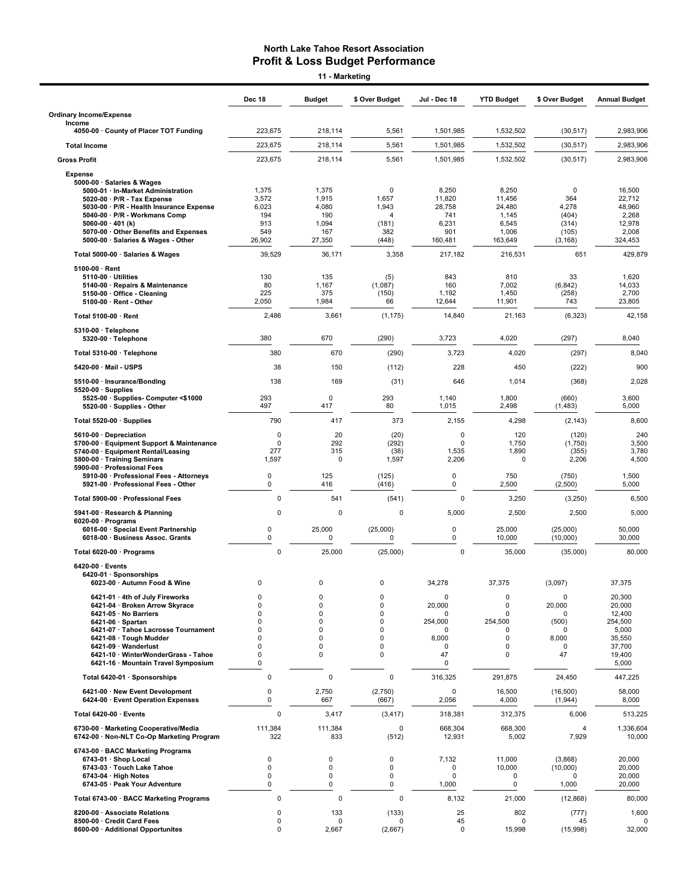# North Lake Tahoe Resort Association
## Profit & Loss Budget Performance
### 11 - Marketing

| | Dec 18 | Budget | $ Over Budget | Jul - Dec 18 | YTD Budget | $ Over Budget | Annual Budget |
|---|---|---|---|---|---|---|---|
| **Ordinary Income/Expense** | | | | | | | |
| **Income** | | | | | | | |
| **4050-00 · County of Placer TOT Funding** | 223,675 | 218,114 | 5,561 | 1,501,985 | 1,532,502 | (30,517) | 2,983,906 |
| **Total Income** | 223,675 | 218,114 | 5,561 | 1,501,985 | 1,532,502 | (30,517) | 2,983,906 |
| **Gross Profit** | 223,675 | 218,114 | 5,561 | 1,501,985 | 1,532,502 | (30,517) | 2,983,906 |
| **Expense** | | | | | | | |
| **5000-00 · Salaries & Wages** | | | | | | | |
| **5000-01 · In-Market Administration** | 1,375 | 1,375 | 0 | 8,250 | 8,250 | 0 | 16,500 |
| **5020-00 · P/R - Tax Expense** | 3,572 | 1,915 | 1,657 | 11,820 | 11,456 | 364 | 22,712 |
| **5030-00 · P/R - Health Insurance Expense** | 6,023 | 4,080 | 1,943 | 28,758 | 24,480 | 4,278 | 48,960 |
| **5040-00 · P/R - Workmans Comp** | 194 | 190 | 4 | 741 | 1,145 | (404) | 2,268 |
| **5060-00 · 401 (k)** | 913 | 1,094 | (181) | 6,231 | 6,545 | (314) | 12,978 |
| **5070-00 · Other Benefits and Expenses** | 549 | 167 | 382 | 901 | 1,006 | (105) | 2,008 |
| **5000-00 · Salaries & Wages - Other** | 26,902 | 27,350 | (448) | 160,481 | 163,649 | (3,168) | 324,453 |
| **Total 5000-00 · Salaries & Wages** | 39,529 | 36,171 | 3,358 | 217,182 | 216,531 | 651 | 429,879 |
| **5100-00 · Rent** | | | | | | | |
| **5110-00 · Utilities** | 130 | 135 | (5) | 843 | 810 | 33 | 1,620 |
| **5140-00 · Repairs & Maintenance** | 80 | 1,167 | (1,087) | 160 | 7,002 | (6,842) | 14,033 |
| **5150-00 · Office - Cleaning** | 225 | 375 | (150) | 1,192 | 1,450 | (258) | 2,700 |
| **5100-00 · Rent - Other** | 2,050 | 1,984 | 66 | 12,644 | 11,901 | 743 | 23,805 |
| **Total 5100-00 · Rent** | 2,486 | 3,661 | (1,175) | 14,840 | 21,163 | (6,323) | 42,158 |
| **5310-00 · Telephone** | | | | | | | |
| **5320-00 · Telephone** | 380 | 670 | (290) | 3,723 | 4,020 | (297) | 8,040 |
| **Total 5310-00 · Telephone** | 380 | 670 | (290) | 3,723 | 4,020 | (297) | 8,040 |
| **5420-00 · Mail - USPS** | 38 | 150 | (112) | 228 | 450 | (222) | 900 |
| **5510-00 · Insurance/Bonding** | 138 | 169 | (31) | 646 | 1,014 | (368) | 2,028 |
| **5520-00 · Supplies** | | | | | | | |
| **5525-00 · Supplies- Computer <$1000** | 293 | 0 | 293 | 1,140 | 1,800 | (660) | 3,600 |
| **5520-00 · Supplies - Other** | 497 | 417 | 80 | 1,015 | 2,498 | (1,483) | 5,000 |
| **Total 5520-00 · Supplies** | 790 | 417 | 373 | 2,155 | 4,298 | (2,143) | 8,600 |
| **5610-00 · Depreciation** | 0 | 20 | (20) | 0 | 120 | (120) | 240 |
| **5700-00 · Equipment Support & Maintenance** | 0 | 292 | (292) | 0 | 1,750 | (1,750) | 3,500 |
| **5740-00 · Equipment Rental/Leasing** | 277 | 315 | (38) | 1,535 | 1,890 | (355) | 3,780 |
| **5800-00 · Training Seminars** | 1,597 | 0 | 1,597 | 2,206 | 0 | 2,206 | 4,500 |
| **5900-00 · Professional Fees** | | | | | | | |
| **5910-00 · Professional Fees - Attorneys** | 0 | 125 | (125) | 0 | 750 | (750) | 1,500 |
| **5921-00 · Professional Fees - Other** | 0 | 416 | (416) | 0 | 2,500 | (2,500) | 5,000 |
| **Total 5900-00 · Professional Fees** | 0 | 541 | (541) | 0 | 3,250 | (3,250) | 6,500 |
| **5941-00 · Research & Planning** | 0 | 0 | 0 | 5,000 | 2,500 | 2,500 | 5,000 |
| **6020-00 · Programs** | | | | | | | |
| **6016-00 · Special Event Partnership** | 0 | 25,000 | (25,000) | 0 | 25,000 | (25,000) | 50,000 |
| **6018-00 · Business Assoc. Grants** | 0 | 0 | 0 | 0 | 10,000 | (10,000) | 30,000 |
| **Total 6020-00 · Programs** | 0 | 25,000 | (25,000) | 0 | 35,000 | (35,000) | 80,000 |
| **6420-00 · Events** | | | | | | | |
| **6420-01 · Sponsorships** | | | | | | | |
| **6023-00 · Autumn Food & Wine** | 0 | 0 | 0 | 34,278 | 37,375 | (3,097) | 37,375 |
| **6421-01 · 4th of July Fireworks** | 0 | 0 | 0 | 0 | 0 | 0 | 20,300 |
| **6421-04 · Broken Arrow Skyrace** | 0 | 0 | 0 | 20,000 | 0 | 20,000 | 20,000 |
| **6421-05 · No Barriers** | 0 | 0 | 0 | 0 | 0 | 0 | 12,400 |
| **6421-06 · Spartan** | 0 | 0 | 0 | 254,000 | 254,500 | (500) | 254,500 |
| **6421-07 · Tahoe Lacrosse Tournament** | 0 | 0 | 0 | 0 | 0 | 0 | 5,000 |
| **6421-08 · Tough Mudder** | 0 | 0 | 0 | 8,000 | 0 | 8,000 | 35,550 |
| **6421-09 · Wanderlust** | 0 | 0 | 0 | 0 | 0 | 0 | 37,700 |
| **6421-10 · WinterWonderGrass - Tahoe** | 0 | 0 | 0 | 47 | 0 | 47 | 19,400 |
| **6421-16 · Mountain Travel Symposium** | 0 | | | 0 | | | 5,000 |
| **Total 6420-01 · Sponsorships** | 0 | 0 | 0 | 316,325 | 291,875 | 24,450 | 447,225 |
| **6421-00 · New Event Development** | 0 | 2,750 | (2,750) | 0 | 16,500 | (16,500) | 58,000 |
| **6424-00 · Event Operation Expenses** | 0 | 667 | (667) | 2,056 | 4,000 | (1,944) | 8,000 |
| **Total 6420-00 · Events** | 0 | 3,417 | (3,417) | 318,381 | 312,375 | 6,006 | 513,225 |
| **6730-00 · Marketing Cooperative/Media** | 111,384 | 111,384 | 0 | 668,304 | 668,300 | 4 | 1,336,604 |
| **6742-00 · Non-NLT Co-Op Marketing Program** | 322 | 833 | (512) | 12,931 | 5,002 | 7,929 | 10,000 |
| **6743-00 · BACC Marketing Programs** | | | | | | | |
| **6743-01 · Shop Local** | 0 | 0 | 0 | 7,132 | 11,000 | (3,868) | 20,000 |
| **6743-03 · Touch Lake Tahoe** | 0 | 0 | 0 | 0 | 10,000 | (10,000) | 20,000 |
| **6743-04 · High Notes** | 0 | 0 | 0 | 0 | 0 | 0 | 20,000 |
| **6743-05 · Peak Your Adventure** | 0 | 0 | 0 | 1,000 | 0 | 1,000 | 20,000 |
| **Total 6743-00 · BACC Marketing Programs** | 0 | 0 | 0 | 8,132 | 21,000 | (12,868) | 80,000 |
| **8200-00 · Associate Relations** | 0 | 133 | (133) | 25 | 802 | (777) | 1,600 |
| **8500-00 · Credit Card Fees** | 0 | 0 | 0 | 45 | 0 | 45 | 0 |
| **8600-00 · Additional Opportunites** | 0 | 2,667 | (2,667) | 0 | 15,998 | (15,998) | 32,000 |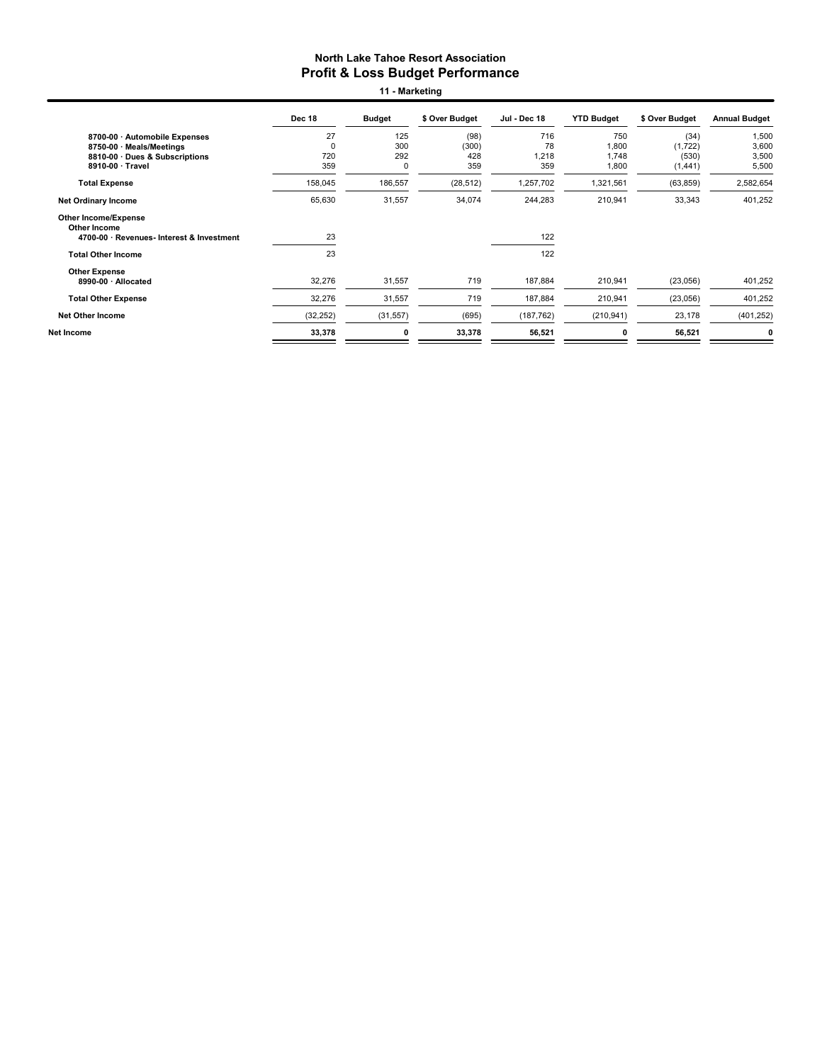# North Lake Tahoe Resort Association
## Profit & Loss Budget Performance
### 11 - Marketing

| | Dec 18 | Budget | $ Over Budget | Jul - Dec 18 | YTD Budget | $ Over Budget | Annual Budget |
|---|---|---|---|---|---|---|---|
| 8700-00 · Automobile Expenses | 27 | 125 | (98) | 716 | 750 | (34) | 1,500 |
| 8750-00 · Meals/Meetings | 0 | 300 | (300) | 78 | 1,800 | (1,722) | 3,600 |
| 8810-00 · Dues & Subscriptions | 720 | 292 | 428 | 1,218 | 1,748 | (530) | 3,500 |
| 8910-00 · Travel | 359 | 0 | 359 | 359 | 1,800 | (1,441) | 5,500 |
| **Total Expense** | 158,045 | 186,557 | (28,512) | 1,257,702 | 1,321,561 | (63,859) | 2,582,654 |
| **Net Ordinary Income** | 65,630 | 31,557 | 34,074 | 244,283 | 210,941 | 33,343 | 401,252 |
| **Other Income/Expense** | | | | | | | |
| **Other Income** | | | | | | | |
| 4700-00 · Revenues- Interest & Investment | 23 | | | 122 | | | |
| **Total Other Income** | 23 | | | 122 | | | |
| **Other Expense** | | | | | | | |
| 8990-00 · Allocated | 32,276 | 31,557 | 719 | 187,884 | 210,941 | (23,056) | 401,252 |
| **Total Other Expense** | 32,276 | 31,557 | 719 | 187,884 | 210,941 | (23,056) | 401,252 |
| **Net Other Income** | (32,252) | (31,557) | (695) | (187,762) | (210,941) | 23,178 | (401,252) |
| **Net Income** | **33,378** | **0** | **33,378** | **56,521** | **0** | **56,521** | **0** |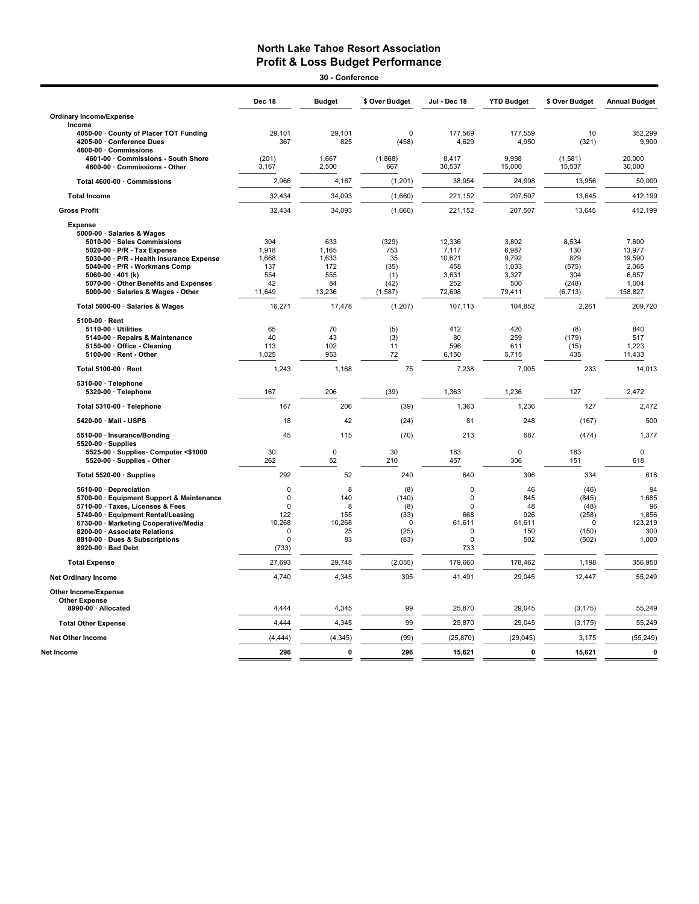# North Lake Tahoe Resort Association
## Profit & Loss Budget Performance

**30 - Conference**

| | Dec 18 | Budget | $ Over Budget | Jul - Dec 18 | YTD Budget | $ Over Budget | Annual Budget |
|---|---|---|---|---|---|---|---|
| **Ordinary Income/Expense** | | | | | | | |
| **Income** | | | | | | | |
| **4050-00 · County of Placer TOT Funding** | 29,101 | 29,101 | 0 | 177,569 | 177,559 | 10 | 352,299 |
| **4205-00 · Conference Dues** | 367 | 825 | (458) | 4,629 | 4,950 | (321) | 9,900 |
| **4600-00 · Commissions** | | | | | | | |
| **4601-00 · Commissions - South Shore** | (201) | 1,667 | (1,868) | 8,417 | 9,998 | (1,581) | 20,000 |
| **4600-00 · Commissions - Other** | 3,167 | 2,500 | 667 | 30,537 | 15,000 | 15,537 | 30,000 |
| **Total 4600-00 · Commissions** | 2,966 | 4,167 | (1,201) | 38,954 | 24,998 | 13,956 | 50,000 |
| **Total Income** | 32,434 | 34,093 | (1,660) | 221,152 | 207,507 | 13,645 | 412,199 |
| **Gross Profit** | 32,434 | 34,093 | (1,660) | 221,152 | 207,507 | 13,645 | 412,199 |
| **Expense** | | | | | | | |
| **5000-00 · Salaries & Wages** | | | | | | | |
| **5010-00 · Sales Commissions** | 304 | 633 | (329) | 12,336 | 3,802 | 8,534 | 7,600 |
| **5020-00 · P/R - Tax Expense** | 1,918 | 1,165 | 753 | 7,117 | 6,987 | 130 | 13,977 |
| **5030-00 · P/R - Health Insurance Expense** | 1,668 | 1,633 | 35 | 10,621 | 9,792 | 829 | 19,590 |
| **5040-00 · P/R - Workmans Comp** | 137 | 172 | (35) | 458 | 1,033 | (575) | 2,065 |
| **5060-00 · 401 (k)** | 554 | 555 | (1) | 3,631 | 3,327 | 304 | 6,657 |
| **5070-00 · Other Benefits and Expenses** | 42 | 84 | (42) | 252 | 500 | (248) | 1,004 |
| **5000-00 · Salaries & Wages - Other** | 11,649 | 13,236 | (1,587) | 72,698 | 79,411 | (6,713) | 158,827 |
| **Total 5000-00 · Salaries & Wages** | 16,271 | 17,478 | (1,207) | 107,113 | 104,852 | 2,261 | 209,720 |
| **5100-00 · Rent** | | | | | | | |
| **5110-00 · Utilities** | 65 | 70 | (5) | 412 | 420 | (8) | 840 |
| **5140-00 · Repairs & Maintenance** | 40 | 43 | (3) | 80 | 259 | (179) | 517 |
| **5150-00 · Office - Cleaning** | 113 | 102 | 11 | 596 | 611 | (15) | 1,223 |
| **5100-00 · Rent - Other** | 1,025 | 953 | 72 | 6,150 | 5,715 | 435 | 11,433 |
| **Total 5100-00 · Rent** | 1,243 | 1,168 | 75 | 7,238 | 7,005 | 233 | 14,013 |
| **5310-00 · Telephone** | | | | | | | |
| **5320-00 · Telephone** | 167 | 206 | (39) | 1,363 | 1,236 | 127 | 2,472 |
| **Total 5310-00 · Telephone** | 167 | 206 | (39) | 1,363 | 1,236 | 127 | 2,472 |
| **5420-00 · Mail - USPS** | 18 | 42 | (24) | 81 | 248 | (167) | 500 |
| **5510-00 · Insurance/Bonding** | 45 | 115 | (70) | 213 | 687 | (474) | 1,377 |
| **5520-00 · Supplies** | | | | | | | |
| **5525-00 · Supplies- Computer <$1000** | 30 | 0 | 30 | 183 | 0 | 183 | 0 |
| **5520-00 · Supplies - Other** | 262 | 52 | 210 | 457 | 306 | 151 | 618 |
| **Total 5520-00 · Supplies** | 292 | 52 | 240 | 640 | 306 | 334 | 618 |
| **5610-00 · Depreciation** | 0 | 8 | (8) | 0 | 46 | (46) | 94 |
| **5700-00 · Equipment Support & Maintenance** | 0 | 140 | (140) | 0 | 845 | (845) | 1,685 |
| **5710-00 · Taxes, Licenses & Fees** | 0 | 8 | (8) | 0 | 48 | (48) | 96 |
| **5740-00 · Equipment Rental/Leasing** | 122 | 155 | (33) | 668 | 926 | (258) | 1,856 |
| **6730-00 · Marketing Cooperative/Media** | 10,268 | 10,268 | 0 | 61,611 | 61,611 | 0 | 123,219 |
| **8200-00 · Associate Relations** | 0 | 25 | (25) | 0 | 150 | (150) | 300 |
| **8810-00 · Dues & Subscriptions** | 0 | 83 | (83) | 0 | 502 | (502) | 1,000 |
| **8920-00 · Bad Debt** | (733) | | | 733 | | | |
| **Total Expense** | 27,693 | 29,748 | (2,055) | 179,660 | 178,462 | 1,198 | 356,950 |
| **Net Ordinary Income** | 4,740 | 4,345 | 395 | 41,491 | 29,045 | 12,447 | 55,249 |
| **Other Income/Expense** | | | | | | | |
| **Other Expense** | | | | | | | |
| **8990-00 · Allocated** | 4,444 | 4,345 | 99 | 25,870 | 29,045 | (3,175) | 55,249 |
| **Total Other Expense** | 4,444 | 4,345 | 99 | 25,870 | 29,045 | (3,175) | 55,249 |
| **Net Other Income** | (4,444) | (4,345) | (99) | (25,870) | (29,045) | 3,175 | (55,249) |
| **Net Income** | **296** | **0** | **296** | **15,621** | **0** | **15,621** | **0** |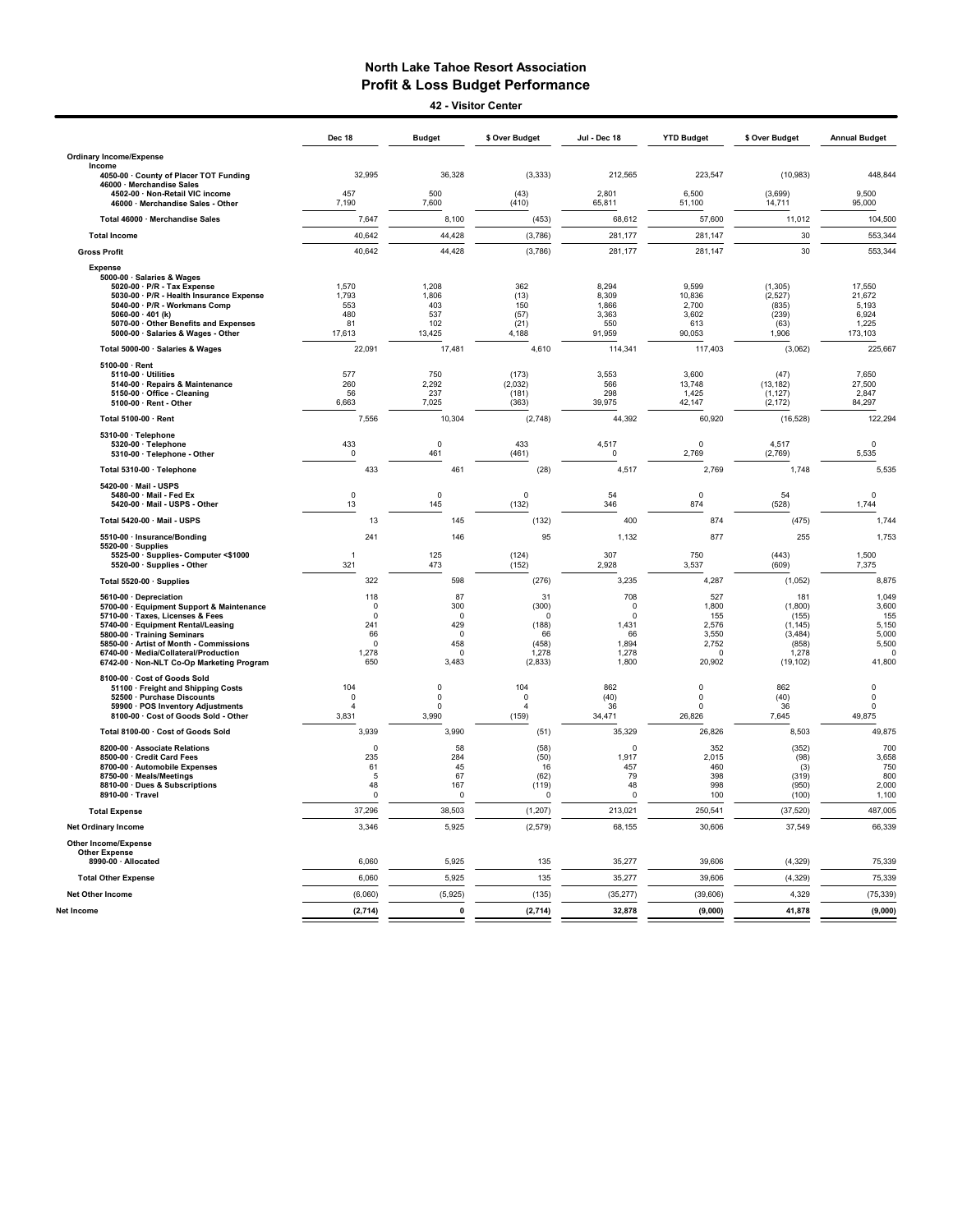# North Lake Tahoe Resort Association
## Profit & Loss Budget Performance
### 42 - Visitor Center

| | Dec 18 | Budget | $ Over Budget | Jul - Dec 18 | YTD Budget | $ Over Budget | Annual Budget |
|---|---|---|---|---|---|---|---|
| **Ordinary Income/Expense** | | | | | | | |
| **Income** | | | | | | | |
| 4050-00 · County of Placer TOT Funding | 32,995 | 36,328 | (3,333) | 212,565 | 223,547 | (10,983) | 448,844 |
| 46000 · Merchandise Sales | | | | | | | |
| 4502-00 · Non-Retail VIC income | 457 | 500 | (43) | 2,801 | 6,500 | (3,699) | 9,500 |
| 46000 · Merchandise Sales - Other | 7,190 | 7,600 | (410) | 65,811 | 51,100 | 14,711 | 95,000 |
| Total 46000 · Merchandise Sales | 7,647 | 8,100 | (453) | 68,612 | 57,600 | 11,012 | 104,500 |
| **Total Income** | 40,642 | 44,428 | (3,786) | 281,177 | 281,147 | 30 | 553,344 |
| **Gross Profit** | 40,642 | 44,428 | (3,786) | 281,177 | 281,147 | 30 | 553,344 |
| **Expense** | | | | | | | |
| 5000-00 · Salaries & Wages | | | | | | | |
| 5020-00 · P/R - Tax Expense | 1,570 | 1,208 | 362 | 8,294 | 9,599 | (1,305) | 17,550 |
| 5030-00 · P/R - Health Insurance Expense | 1,793 | 1,806 | (13) | 8,309 | 10,836 | (2,527) | 21,672 |
| 5040-00 · P/R - Workmans Comp | 553 | 403 | 150 | 1,866 | 2,700 | (835) | 5,193 |
| 5060-00 · 401 (k) | 480 | 537 | (57) | 3,363 | 3,602 | (239) | 6,924 |
| 5070-00 · Other Benefits and Expenses | 81 | 102 | (21) | 550 | 613 | (63) | 1,225 |
| 5000-00 · Salaries & Wages - Other | 17,613 | 13,425 | 4,188 | 91,959 | 90,053 | 1,906 | 173,103 |
| Total 5000-00 · Salaries & Wages | 22,091 | 17,481 | 4,610 | 114,341 | 117,403 | (3,062) | 225,667 |
| 5100-00 · Rent | | | | | | | |
| 5110-00 · Utilities | 577 | 750 | (173) | 3,553 | 3,600 | (47) | 7,650 |
| 5140-00 · Repairs & Maintenance | 260 | 2,292 | (2,032) | 566 | 13,748 | (13,182) | 27,500 |
| 5150-00 · Office - Cleaning | 56 | 237 | (181) | 298 | 1,425 | (1,127) | 2,847 |
| 5100-00 · Rent - Other | 6,663 | 7,025 | (363) | 39,975 | 42,147 | (2,172) | 84,297 |
| Total 5100-00 · Rent | 7,556 | 10,304 | (2,748) | 44,392 | 60,920 | (16,528) | 122,294 |
| 5310-00 · Telephone | | | | | | | |
| 5320-00 · Telephone | 433 | 0 | 433 | 4,517 | 0 | 4,517 | 0 |
| 5310-00 · Telephone - Other | 0 | 461 | (461) | 0 | 2,769 | (2,769) | 5,535 |
| Total 5310-00 · Telephone | 433 | 461 | (28) | 4,517 | 2,769 | 1,748 | 5,535 |
| 5420-00 · Mail - USPS | | | | | | | |
| 5480-00 · Mail - Fed Ex | 0 | 0 | 0 | 54 | 0 | 54 | 0 |
| 5420-00 · Mail - USPS - Other | 13 | 145 | (132) | 346 | 874 | (528) | 1,744 |
| Total 5420-00 · Mail - USPS | 13 | 145 | (132) | 400 | 874 | (475) | 1,744 |
| 5510-00 · Insurance/Bonding | 241 | 146 | 95 | 1,132 | 877 | 255 | 1,753 |
| 5520-00 · Supplies | | | | | | | |
| 5525-00 · Supplies- Computer <$1000 | 1 | 125 | (124) | 307 | 750 | (443) | 1,500 |
| 5520-00 · Supplies - Other | 321 | 473 | (152) | 2,928 | 3,537 | (609) | 7,375 |
| Total 5520-00 · Supplies | 322 | 598 | (276) | 3,235 | 4,287 | (1,052) | 8,875 |
| 5610-00 · Depreciation | 118 | 87 | 31 | 708 | 527 | 181 | 1,049 |
| 5700-00 · Equipment Support & Maintenance | 0 | 300 | (300) | 0 | 1,800 | (1,800) | 3,600 |
| 5710-00 · Taxes, Licenses & Fees | 0 | 0 | 0 | 0 | 155 | (155) | 155 |
| 5740-00 · Equipment Rental/Leasing | 241 | 429 | (188) | 1,431 | 2,576 | (1,145) | 5,150 |
| 5800-00 · Training Seminars | 66 | 0 | 66 | 66 | 3,550 | (3,484) | 5,000 |
| 5850-00 · Artist of Month - Commissions | 0 | 458 | (458) | 1,894 | 2,752 | (858) | 5,500 |
| 6740-00 · Media/Collateral/Production | 1,278 | 0 | 1,278 | 1,278 | 0 | 1,278 | 0 |
| 6742-00 · Non-NLT Co-Op Marketing Program | 650 | 3,483 | (2,833) | 1,800 | 20,902 | (19,102) | 41,800 |
| 8100-00 · Cost of Goods Sold | | | | | | | |
| 51100 · Freight and Shipping Costs | 104 | 0 | 104 | 862 | 0 | 862 | 0 |
| 52500 · Purchase Discounts | 0 | 0 | 0 | (40) | 0 | (40) | 0 |
| 59900 · POS Inventory Adjustments | 4 | 0 | 4 | 36 | 0 | 36 | 0 |
| 8100-00 · Cost of Goods Sold - Other | 3,831 | 3,990 | (159) | 34,471 | 26,826 | 7,645 | 49,875 |
| Total 8100-00 · Cost of Goods Sold | 3,939 | 3,990 | (51) | 35,329 | 26,826 | 8,503 | 49,875 |
| 8200-00 · Associate Relations | 0 | 58 | (58) | 0 | 352 | (352) | 700 |
| 8500-00 · Credit Card Fees | 235 | 284 | (50) | 1,917 | 2,015 | (98) | 3,658 |
| 8700-00 · Automobile Expenses | 61 | 45 | 16 | 457 | 460 | (3) | 750 |
| 8750-00 · Meals/Meetings | 5 | 67 | (62) | 79 | 398 | (319) | 800 |
| 8810-00 · Dues & Subscriptions | 48 | 167 | (119) | 48 | 998 | (950) | 2,000 |
| 8910-00 · Travel | 0 | 0 | 0 | 0 | 100 | (100) | 1,100 |
| **Total Expense** | 37,296 | 38,503 | (1,207) | 213,021 | 250,541 | (37,520) | 487,005 |
| **Net Ordinary Income** | 3,346 | 5,925 | (2,579) | 68,155 | 30,606 | 37,549 | 66,339 |
| **Other Income/Expense** | | | | | | | |
| **Other Expense** | | | | | | | |
| 8990-00 · Allocated | 6,060 | 5,925 | 135 | 35,277 | 39,606 | (4,329) | 75,339 |
| **Total Other Expense** | 6,060 | 5,925 | 135 | 35,277 | 39,606 | (4,329) | 75,339 |
| **Net Other Income** | (6,060) | (5,925) | (135) | (35,277) | (39,606) | 4,329 | (75,339) |
| **Net Income** | **(2,714)** | **0** | **(2,714)** | **32,878** | **(9,000)** | **41,878** | **(9,000)** |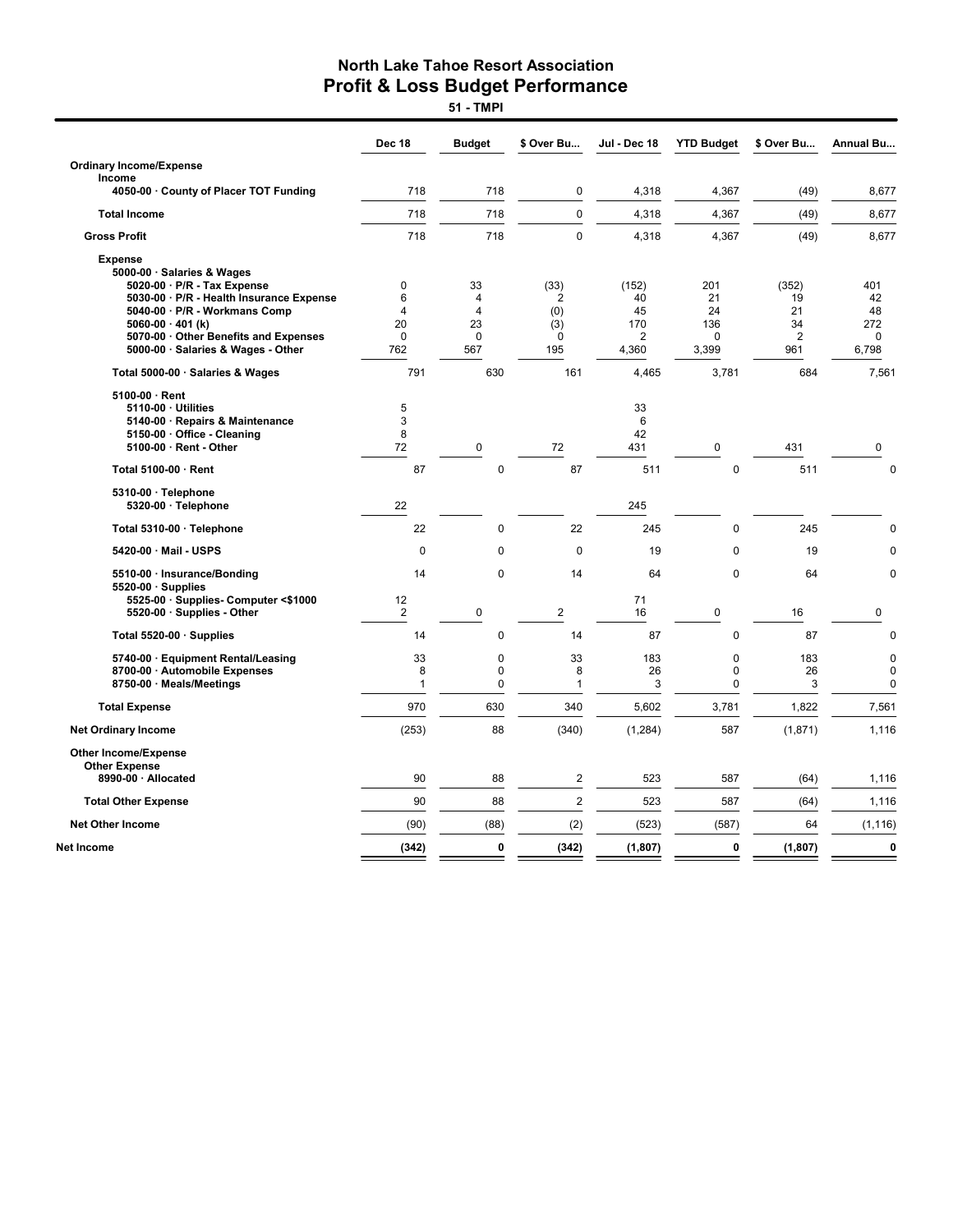# North Lake Tahoe Resort Association
## Profit & Loss Budget Performance
### 51 - TMPI

| | Dec 18 | Budget | $ Over Bu... | Jul - Dec 18 | YTD Budget | $ Over Bu... | Annual Bu... |
|---|---|---|---|---|---|---|---|
| **Ordinary Income/Expense** | | | | | | | |
| **Income** | | | | | | | |
| 4050-00 · County of Placer TOT Funding | 718 | 718 | 0 | 4,318 | 4,367 | (49) | 8,677 |
| **Total Income** | 718 | 718 | 0 | 4,318 | 4,367 | (49) | 8,677 |
| **Gross Profit** | 718 | 718 | 0 | 4,318 | 4,367 | (49) | 8,677 |
| **Expense** | | | | | | | |
| 5000-00 · Salaries & Wages | | | | | | | |
| 5020-00 · P/R - Tax Expense | 0 | 33 | (33) | (152) | 201 | (352) | 401 |
| 5030-00 · P/R - Health Insurance Expense | 6 | 4 | 2 | 40 | 21 | 19 | 42 |
| 5040-00 · P/R - Workmans Comp | 4 | 4 | (0) | 45 | 24 | 21 | 48 |
| 5060-00 · 401 (k) | 20 | 23 | (3) | 170 | 136 | 34 | 272 |
| 5070-00 · Other Benefits and Expenses | 0 | 0 | 0 | 2 | 0 | 2 | 0 |
| 5000-00 · Salaries & Wages - Other | 762 | 567 | 195 | 4,360 | 3,399 | 961 | 6,798 |
| **Total 5000-00 · Salaries & Wages** | 791 | 630 | 161 | 4,465 | 3,781 | 684 | 7,561 |
| 5100-00 · Rent | | | | | | | |
| 5110-00 · Utilities | 5 | | | 33 | | | |
| 5140-00 · Repairs & Maintenance | 3 | | | 6 | | | |
| 5150-00 · Office - Cleaning | 8 | | | 42 | | | |
| 5100-00 · Rent - Other | 72 | 0 | 72 | 431 | 0 | 431 | 0 |
| **Total 5100-00 · Rent** | 87 | 0 | 87 | 511 | 0 | 511 | 0 |
| 5310-00 · Telephone | | | | | | | |
| 5320-00 · Telephone | 22 | | | 245 | | | |
| **Total 5310-00 · Telephone** | 22 | 0 | 22 | 245 | 0 | 245 | 0 |
| 5420-00 · Mail - USPS | 0 | 0 | 0 | 19 | 0 | 19 | 0 |
| 5510-00 · Insurance/Bonding | 14 | 0 | 14 | 64 | 0 | 64 | 0 |
| 5520-00 · Supplies | | | | | | | |
| 5525-00 · Supplies- Computer <$1000 | 12 | | | 71 | | | |
| 5520-00 · Supplies - Other | 2 | 0 | 2 | 16 | 0 | 16 | 0 |
| **Total 5520-00 · Supplies** | 14 | 0 | 14 | 87 | 0 | 87 | 0 |
| 5740-00 · Equipment Rental/Leasing | 33 | 0 | 33 | 183 | 0 | 183 | 0 |
| 8700-00 · Automobile Expenses | 8 | 0 | 8 | 26 | 0 | 26 | 0 |
| 8750-00 · Meals/Meetings | 1 | 0 | 1 | 3 | 0 | 3 | 0 |
| **Total Expense** | 970 | 630 | 340 | 5,602 | 3,781 | 1,822 | 7,561 |
| **Net Ordinary Income** | (253) | 88 | (340) | (1,284) | 587 | (1,871) | 1,116 |
| **Other Income/Expense** | | | | | | | |
| **Other Expense** | | | | | | | |
| 8990-00 · Allocated | 90 | 88 | 2 | 523 | 587 | (64) | 1,116 |
| **Total Other Expense** | 90 | 88 | 2 | 523 | 587 | (64) | 1,116 |
| **Net Other Income** | (90) | (88) | (2) | (523) | (587) | 64 | (1,116) |
| **Net Income** | **(342)** | **0** | **(342)** | **(1,807)** | **0** | **(1,807)** | **0** |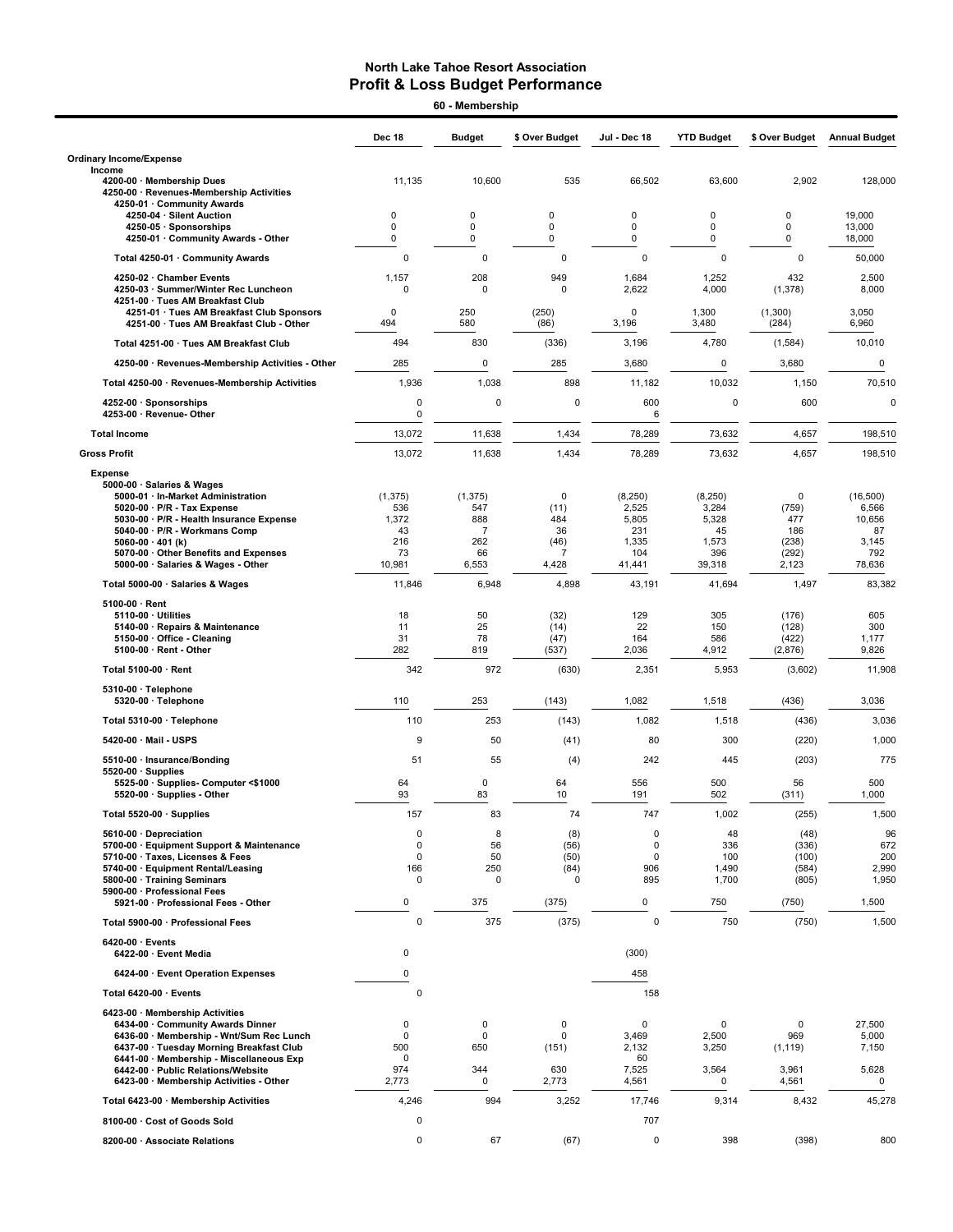## North Lake Tahoe Resort Association
## Profit & Loss Budget Performance
### 60 - Membership

| | Dec 18 | Budget | $ Over Budget | Jul - Dec 18 | YTD Budget | $ Over Budget | Annual Budget |
|---|---|---|---|---|---|---|---|
| **Ordinary Income/Expense** | | | | | | | |
| **Income** | | | | | | | |
| 4200-00 · Membership Dues | 11,135 | 10,600 | 535 | 66,502 | 63,600 | 2,902 | 128,000 |
| 4250-00 · Revenues-Membership Activities | | | | | | | |
| 4250-01 · Community Awards | | | | | | | |
| 4250-04 · Silent Auction | 0 | 0 | 0 | 0 | 0 | 0 | 19,000 |
| 4250-05 · Sponsorships | 0 | 0 | 0 | 0 | 0 | 0 | 13,000 |
| 4250-01 · Community Awards - Other | 0 | 0 | 0 | 0 | 0 | 0 | 18,000 |
| Total 4250-01 · Community Awards | 0 | 0 | 0 | 0 | 0 | 0 | 50,000 |
| 4250-02 · Chamber Events | 1,157 | 208 | 949 | 1,684 | 1,252 | 432 | 2,500 |
| 4250-03 · Summer/Winter Rec Luncheon | 0 | 0 | 0 | 2,622 | 4,000 | (1,378) | 8,000 |
| 4251-00 · Tues AM Breakfast Club | | | | | | | |
| 4251-01 · Tues AM Breakfast Club Sponsors | 0 | 250 | (250) | 0 | 1,300 | (1,300) | 3,050 |
| 4251-00 · Tues AM Breakfast Club - Other | 494 | 580 | (86) | 3,196 | 3,480 | (284) | 6,960 |
| Total 4251-00 · Tues AM Breakfast Club | 494 | 830 | (336) | 3,196 | 4,780 | (1,584) | 10,010 |
| 4250-00 · Revenues-Membership Activities - Other | 285 | 0 | 285 | 3,680 | 0 | 3,680 | 0 |
| Total 4250-00 · Revenues-Membership Activities | 1,936 | 1,038 | 898 | 11,182 | 10,032 | 1,150 | 70,510 |
| 4252-00 · Sponsorships | 0 | 0 | 0 | 600 | 0 | 600 | 0 |
| 4253-00 · Revenue- Other | 0 | | | 6 | | | |
| **Total Income** | 13,072 | 11,638 | 1,434 | 78,289 | 73,632 | 4,657 | 198,510 |
| **Gross Profit** | 13,072 | 11,638 | 1,434 | 78,289 | 73,632 | 4,657 | 198,510 |
| **Expense** | | | | | | | |
| 5000-00 · Salaries & Wages | | | | | | | |
| 5000-01 · In-Market Administration | (1,375) | (1,375) | 0 | (8,250) | (8,250) | 0 | (16,500) |
| 5020-00 · P/R - Tax Expense | 536 | 547 | (11) | 2,525 | 3,284 | (759) | 6,566 |
| 5030-00 · P/R - Health Insurance Expense | 1,372 | 888 | 484 | 5,805 | 5,328 | 477 | 10,656 |
| 5040-00 · P/R - Workmans Comp | 43 | 7 | 36 | 231 | 45 | 186 | 87 |
| 5060-00 · 401 (k) | 216 | 262 | (46) | 1,335 | 1,573 | (238) | 3,145 |
| 5070-00 · Other Benefits and Expenses | 73 | 66 | 7 | 104 | 396 | (292) | 792 |
| 5000-00 · Salaries & Wages - Other | 10,981 | 6,553 | 4,428 | 41,441 | 39,318 | 2,123 | 78,636 |
| Total 5000-00 · Salaries & Wages | 11,846 | 6,948 | 4,898 | 43,191 | 41,694 | 1,497 | 83,382 |
| 5100-00 · Rent | | | | | | | |
| 5110-00 · Utilities | 18 | 50 | (32) | 129 | 305 | (176) | 605 |
| 5140-00 · Repairs & Maintenance | 11 | 25 | (14) | 22 | 150 | (128) | 300 |
| 5150-00 · Office - Cleaning | 31 | 78 | (47) | 164 | 586 | (422) | 1,177 |
| 5100-00 · Rent - Other | 282 | 819 | (537) | 2,036 | 4,912 | (2,876) | 9,826 |
| Total 5100-00 · Rent | 342 | 972 | (630) | 2,351 | 5,953 | (3,602) | 11,908 |
| 5310-00 · Telephone | | | | | | | |
| 5320-00 · Telephone | 110 | 253 | (143) | 1,082 | 1,518 | (436) | 3,036 |
| Total 5310-00 · Telephone | 110 | 253 | (143) | 1,082 | 1,518 | (436) | 3,036 |
| 5420-00 · Mail - USPS | 9 | 50 | (41) | 80 | 300 | (220) | 1,000 |
| 5510-00 · Insurance/Bonding | 51 | 55 | (4) | 242 | 445 | (203) | 775 |
| 5520-00 · Supplies | | | | | | | |
| 5525-00 · Supplies- Computer <$1000 | 64 | 0 | 64 | 556 | 500 | 56 | 500 |
| 5520-00 · Supplies - Other | 93 | 83 | 10 | 191 | 502 | (311) | 1,000 |
| Total 5520-00 · Supplies | 157 | 83 | 74 | 747 | 1,002 | (255) | 1,500 |
| 5610-00 · Depreciation | 0 | 8 | (8) | 0 | 48 | (48) | 96 |
| 5700-00 · Equipment Support & Maintenance | 0 | 56 | (56) | 0 | 336 | (336) | 672 |
| 5710-00 · Taxes, Licenses & Fees | 0 | 50 | (50) | 0 | 100 | (100) | 200 |
| 5740-00 · Equipment Rental/Leasing | 166 | 250 | (84) | 906 | 1,490 | (584) | 2,990 |
| 5800-00 · Training Seminars | 0 | 0 | 0 | 895 | 1,700 | (805) | 1,950 |
| 5900-00 · Professional Fees | | | | | | | |
| 5921-00 · Professional Fees - Other | 0 | 375 | (375) | 0 | 750 | (750) | 1,500 |
| Total 5900-00 · Professional Fees | 0 | 375 | (375) | 0 | 750 | (750) | 1,500 |
| 6420-00 · Events | | | | | | | |
| 6422-00 · Event Media | 0 | | | (300) | | | |
| 6424-00 · Event Operation Expenses | 0 | | | 458 | | | |
| Total 6420-00 · Events | 0 | | | 158 | | | |
| 6423-00 · Membership Activities | | | | | | | |
| 6434-00 · Community Awards Dinner | 0 | 0 | 0 | 0 | 0 | 0 | 27,500 |
| 6436-00 · Membership - Wnt/Sum Rec Lunch | 0 | 0 | 0 | 3,469 | 2,500 | 969 | 5,000 |
| 6437-00 · Tuesday Morning Breakfast Club | 500 | 650 | (151) | 2,132 | 3,250 | (1,119) | 7,150 |
| 6441-00 · Membership - Miscellaneous Exp | 0 | | | 60 | | | |
| 6442-00 · Public Relations/Website | 974 | 344 | 630 | 7,525 | 3,564 | 3,961 | 5,628 |
| 6423-00 · Membership Activities - Other | 2,773 | 0 | 2,773 | 4,561 | 0 | 4,561 | 0 |
| Total 6423-00 · Membership Activities | 4,246 | 994 | 3,252 | 17,746 | 9,314 | 8,432 | 45,278 |
| 8100-00 · Cost of Goods Sold | 0 | | | 707 | | | |
| 8200-00 · Associate Relations | 0 | 67 | (67) | 0 | 398 | (398) | 800 |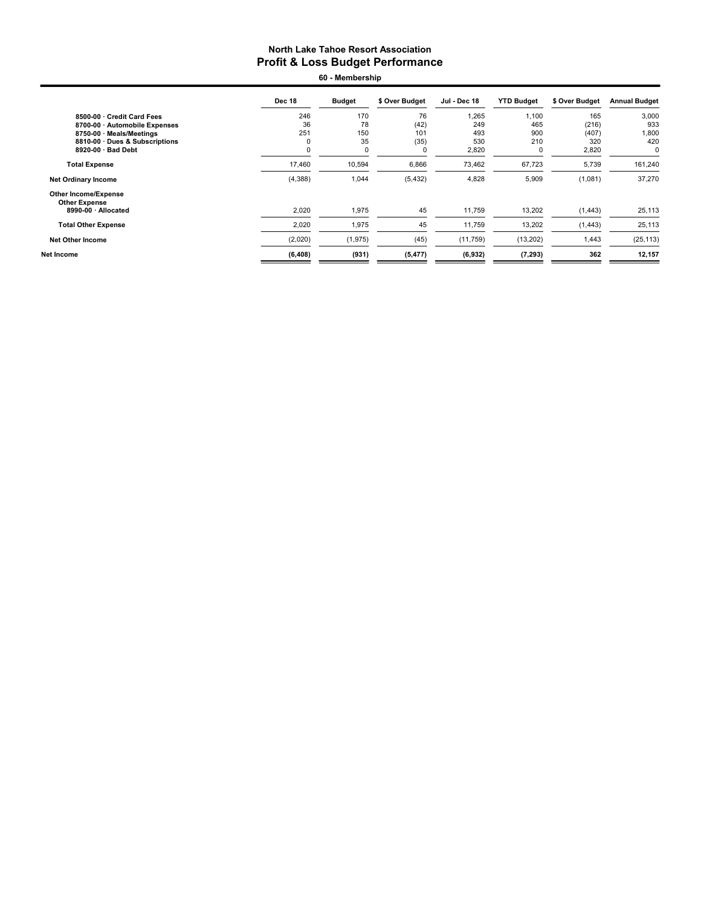# North Lake Tahoe Resort Association
## Profit & Loss Budget Performance

**60 - Membership**

| | Dec 18 | Budget | $ Over Budget | Jul - Dec 18 | YTD Budget | $ Over Budget | Annual Budget |
|---|---|---|---|---|---|---|---|
| 8500-00 · Credit Card Fees | 246 | 170 | 76 | 1,265 | 1,100 | 165 | 3,000 |
| 8700-00 · Automobile Expenses | 36 | 78 | (42) | 249 | 465 | (216) | 933 |
| 8750-00 · Meals/Meetings | 251 | 150 | 101 | 493 | 900 | (407) | 1,800 |
| 8810-00 · Dues & Subscriptions | 0 | 35 | (35) | 530 | 210 | 320 | 420 |
| 8920-00 · Bad Debt | 0 | 0 | 0 | 2,820 | 0 | 2,820 | 0 |
| **Total Expense** | 17,460 | 10,594 | 6,866 | 73,462 | 67,723 | 5,739 | 161,240 |
| **Net Ordinary Income** | (4,388) | 1,044 | (5,432) | 4,828 | 5,909 | (1,081) | 37,270 |
| **Other Income/Expense** | | | | | | | |
| **Other Expense** | | | | | | | |
| 8990-00 · Allocated | 2,020 | 1,975 | 45 | 11,759 | 13,202 | (1,443) | 25,113 |
| **Total Other Expense** | 2,020 | 1,975 | 45 | 11,759 | 13,202 | (1,443) | 25,113 |
| **Net Other Income** | (2,020) | (1,975) | (45) | (11,759) | (13,202) | 1,443 | (25,113) |
| **Net Income** | **(6,408)** | **(931)** | **(5,477)** | **(6,932)** | **(7,293)** | **362** | **12,157** |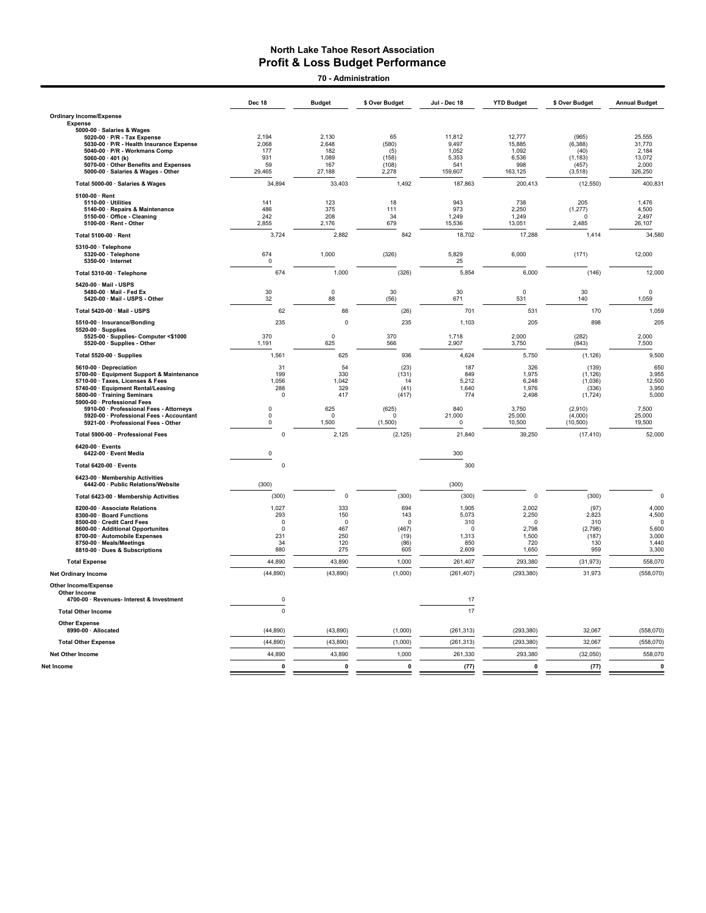# North Lake Tahoe Resort Association
## Profit & Loss Budget Performance
### 70 - Administration

| | Dec 18 | Budget | $ Over Budget | Jul - Dec 18 | YTD Budget | $ Over Budget | Annual Budget |
|---|---|---|---|---|---|---|---|
| **Ordinary Income/Expense** | | | | | | | |
| **Expense** | | | | | | | |
| 5000-00 · Salaries & Wages | | | | | | | |
| 5020-00 · P/R - Tax Expense | 2,194 | 2,130 | 65 | 11,812 | 12,777 | (965) | 25,555 |
| 5030-00 · P/R - Health Insurance Expense | 2,068 | 2,648 | (580) | 9,497 | 15,885 | (6,388) | 31,770 |
| 5040-00 · P/R - Workmans Comp | 177 | 182 | (5) | 1,052 | 1,092 | (40) | 2,184 |
| 5060-00 · 401 (k) | 931 | 1,089 | (158) | 5,353 | 6,536 | (1,183) | 13,072 |
| 5070-00 · Other Benefits and Expenses | 59 | 167 | (108) | 541 | 998 | (457) | 2,000 |
| 5000-00 · Salaries & Wages - Other | 29,465 | 27,188 | 2,278 | 159,607 | 163,125 | (3,518) | 326,250 |
| Total 5000-00 · Salaries & Wages | 34,894 | 33,403 | 1,492 | 187,863 | 200,413 | (12,550) | 400,831 |
| 5100-00 · Rent | | | | | | | |
| 5110-00 · Utilities | 141 | 123 | 18 | 943 | 738 | 205 | 1,476 |
| 5140-00 · Repairs & Maintenance | 486 | 375 | 111 | 973 | 2,250 | (1,277) | 4,500 |
| 5150-00 · Office - Cleaning | 242 | 208 | 34 | 1,249 | 1,249 | 0 | 2,497 |
| 5100-00 · Rent - Other | 2,855 | 2,176 | 679 | 15,536 | 13,051 | 2,485 | 26,107 |
| Total 5100-00 · Rent | 3,724 | 2,882 | 842 | 18,702 | 17,288 | 1,414 | 34,580 |
| 5310-00 · Telephone | | | | | | | |
| 5320-00 · Telephone | 674 | 1,000 | (326) | 5,829 | 6,000 | (171) | 12,000 |
| 5350-00 · Internet | 0 | | | 25 | | | |
| Total 5310-00 · Telephone | 674 | 1,000 | (326) | 5,854 | 6,000 | (146) | 12,000 |
| 5420-00 · Mail - USPS | | | | | | | |
| 5480-00 · Mail - Fed Ex | 30 | 0 | 30 | 30 | 0 | 30 | 0 |
| 5420-00 · Mail - USPS - Other | 32 | 88 | (56) | 671 | 531 | 140 | 1,059 |
| Total 5420-00 · Mail - USPS | 62 | 88 | (26) | 701 | 531 | 170 | 1,059 |
| 5510-00 · Insurance/Bonding | 235 | 0 | 235 | 1,103 | 205 | 898 | 205 |
| 5520-00 · Supplies | | | | | | | |
| 5525-00 · Supplies- Computer <$1000 | 370 | 0 | 370 | 1,718 | 2,000 | (282) | 2,000 |
| 5520-00 · Supplies - Other | 1,191 | 625 | 566 | 2,907 | 3,750 | (843) | 7,500 |
| Total 5520-00 · Supplies | 1,561 | 625 | 936 | 4,624 | 5,750 | (1,126) | 9,500 |
| 5610-00 · Depreciation | 31 | 54 | (23) | 187 | 326 | (139) | 650 |
| 5700-00 · Equipment Support & Maintenance | 199 | 330 | (131) | 849 | 1,975 | (1,126) | 3,955 |
| 5710-00 · Taxes, Licenses & Fees | 1,056 | 1,042 | 14 | 5,212 | 6,248 | (1,036) | 12,500 |
| 5740-00 · Equipment Rental/Leasing | 288 | 329 | (41) | 1,640 | 1,976 | (336) | 3,950 |
| 5800-00 · Training Seminars | 0 | 417 | (417) | 774 | 2,498 | (1,724) | 5,000 |
| 5900-00 · Professional Fees | | | | | | | |
| 5910-00 · Professional Fees - Attorneys | 0 | 625 | (625) | 840 | 3,750 | (2,910) | 7,500 |
| 5920-00 · Professional Fees - Accountant | 0 | 0 | 0 | 21,000 | 25,000 | (4,000) | 25,000 |
| 5921-00 · Professional Fees - Other | 0 | 1,500 | (1,500) | 0 | 10,500 | (10,500) | 19,500 |
| Total 5900-00 · Professional Fees | 0 | 2,125 | (2,125) | 21,840 | 39,250 | (17,410) | 52,000 |
| 6420-00 · Events | | | | | | | |
| 6422-00 · Event Media | 0 | | | 300 | | | |
| Total 6420-00 · Events | 0 | | | 300 | | | |
| 6423-00 · Membership Activities | | | | | | | |
| 6442-00 · Public Relations/Website | (300) | | | (300) | | | |
| Total 6423-00 · Membership Activities | (300) | 0 | (300) | (300) | 0 | (300) | 0 |
| 8200-00 · Associate Relations | 1,027 | 333 | 694 | 1,905 | 2,002 | (97) | 4,000 |
| 8300-00 · Board Functions | 293 | 150 | 143 | 5,073 | 2,250 | 2,823 | 4,500 |
| 8500-00 · Credit Card Fees | 0 | 0 | 0 | 310 | 0 | 310 | 0 |
| 8600-00 · Additional Opportunites | 0 | 467 | (467) | 0 | 2,798 | (2,798) | 5,600 |
| 8700-00 · Automobile Expenses | 231 | 250 | (19) | 1,313 | 1,500 | (187) | 3,000 |
| 8750-00 · Meals/Meetings | 34 | 120 | (86) | 850 | 720 | 130 | 1,440 |
| 8810-00 · Dues & Subscriptions | 880 | 275 | 605 | 2,609 | 1,650 | 959 | 3,300 |
| **Total Expense** | 44,890 | 43,890 | 1,000 | 261,407 | 293,380 | (31,973) | 558,070 |
| **Net Ordinary Income** | (44,890) | (43,890) | (1,000) | (261,407) | (293,380) | 31,973 | (558,070) |
| **Other Income/Expense** | | | | | | | |
| Other Income | | | | | | | |
| 4700-00 · Revenues- Interest & Investment | 0 | | | 17 | | | |
| **Total Other Income** | 0 | | | 17 | | | |
| Other Expense | | | | | | | |
| 8990-00 · Allocated | (44,890) | (43,890) | (1,000) | (261,313) | (293,380) | 32,067 | (558,070) |
| **Total Other Expense** | (44,890) | (43,890) | (1,000) | (261,313) | (293,380) | 32,067 | (558,070) |
| **Net Other Income** | 44,890 | 43,890 | 1,000 | 261,330 | 293,380 | (32,050) | 558,070 |
| **Net Income** | 0 | 0 | 0 | (77) | 0 | (77) | 0 |